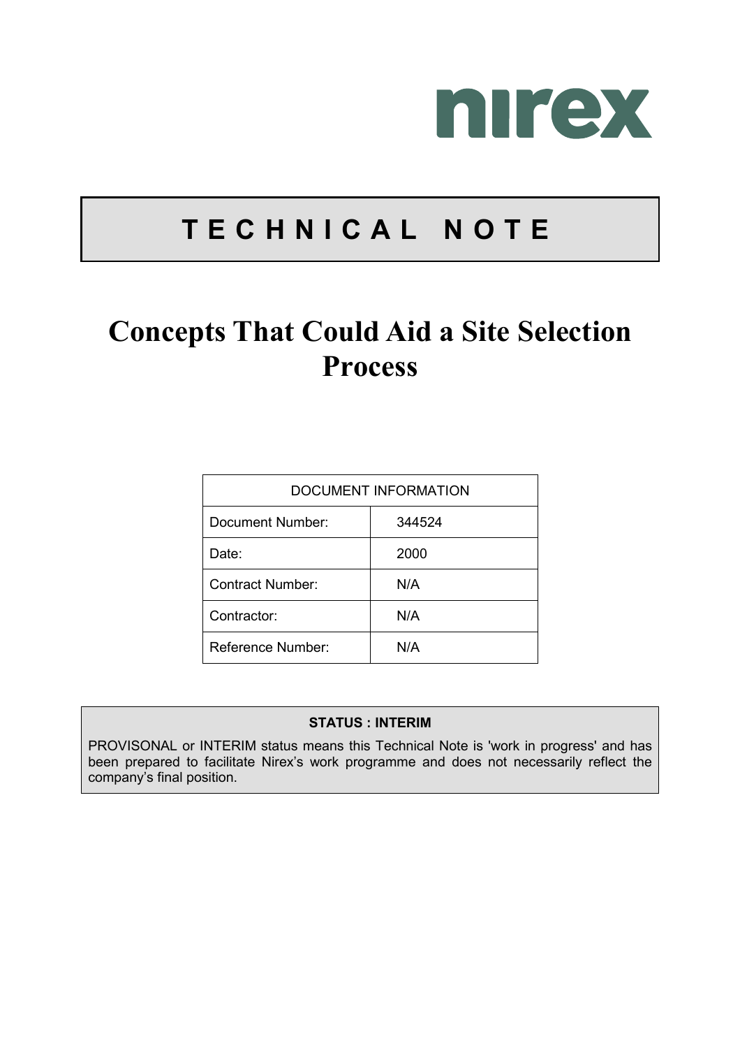nirex

# TECHNICAL NOTE

# Concepts That Could Aid a Site Selection Process

| DOCUMENT INFORMATION | |
|---|---|
| Document Number: | 344524 |
| Date: | 2000 |
| Contract Number: | N/A |
| Contractor: | N/A |
| Reference Number: | N/A |

**STATUS : INTERIM**

PROVISONAL or INTERIM status means this Technical Note is 'work in progress' and has been prepared to facilitate Nirex's work programme and does not necessarily reflect the company's final position.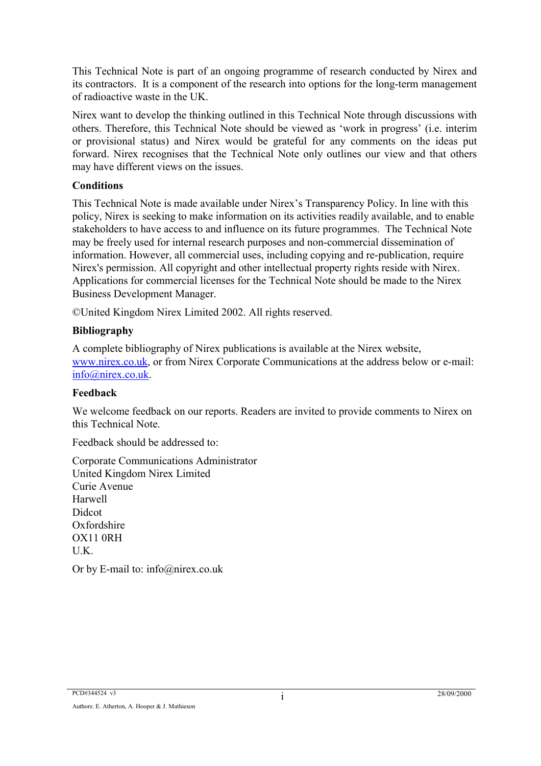This Technical Note is part of an ongoing programme of research conducted by Nirex and its contractors. It is a component of the research into options for the long-term management of radioactive waste in the UK.

Nirex want to develop the thinking outlined in this Technical Note through discussions with others. Therefore, this Technical Note should be viewed as 'work in progress' (i.e. interim or provisional status) and Nirex would be grateful for any comments on the ideas put forward. Nirex recognises that the Technical Note only outlines our view and that others may have different views on the issues.

**Conditions**

This Technical Note is made available under Nirex's Transparency Policy. In line with this policy, Nirex is seeking to make information on its activities readily available, and to enable stakeholders to have access to and influence on its future programmes. The Technical Note may be freely used for internal research purposes and non-commercial dissemination of information. However, all commercial uses, including copying and re-publication, require Nirex's permission. All copyright and other intellectual property rights reside with Nirex. Applications for commercial licenses for the Technical Note should be made to the Nirex Business Development Manager.

©United Kingdom Nirex Limited 2002. All rights reserved.

**Bibliography**

A complete bibliography of Nirex publications is available at the Nirex website, www.nirex.co.uk, or from Nirex Corporate Communications at the address below or e-mail: info@nirex.co.uk.

**Feedback**

We welcome feedback on our reports. Readers are invited to provide comments to Nirex on this Technical Note.

Feedback should be addressed to:

Corporate Communications Administrator
United Kingdom Nirex Limited
Curie Avenue
Harwell
Didcot
Oxfordshire
OX11 0RH
U.K.

Or by E-mail to: info@nirex.co.uk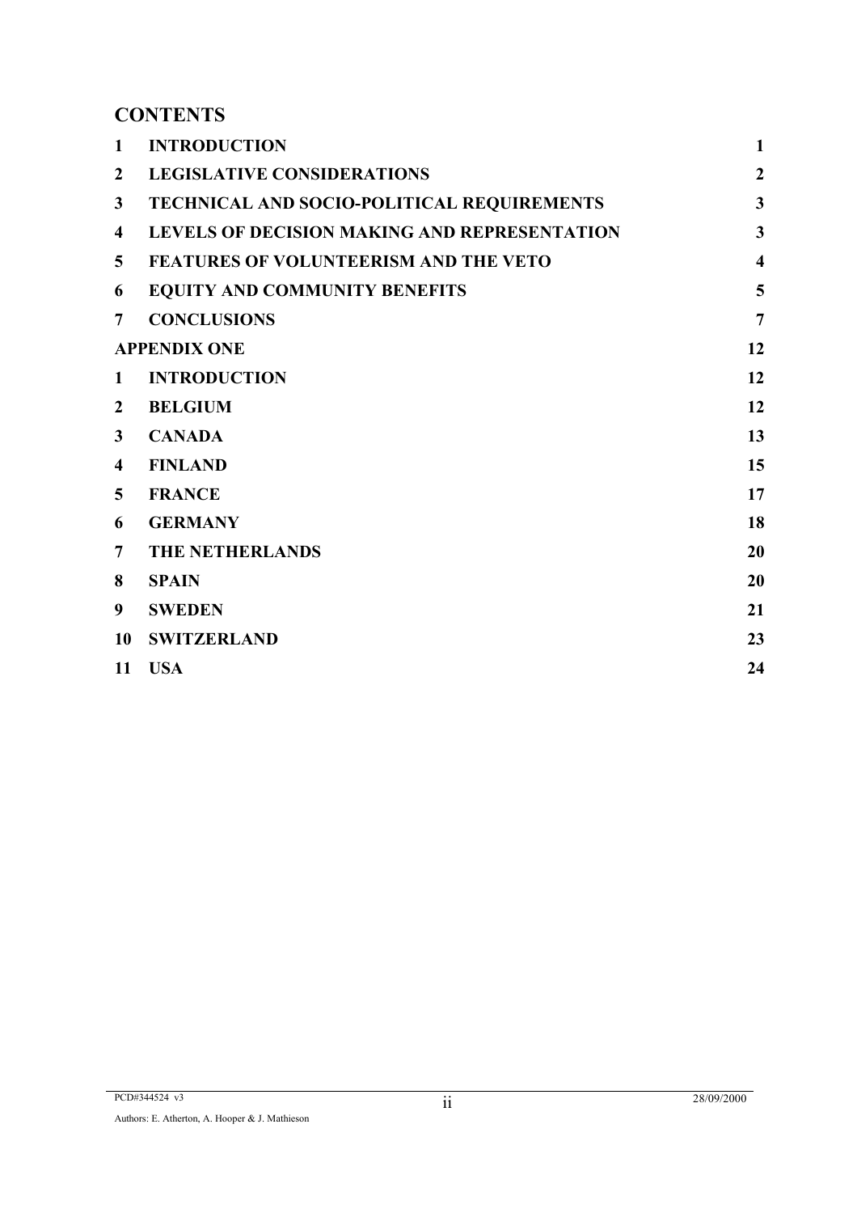## CONTENTS

| | | |
|---|---|---|
| **1** | **INTRODUCTION** | **1** |
| **2** | **LEGISLATIVE CONSIDERATIONS** | **2** |
| **3** | **TECHNICAL AND SOCIO-POLITICAL REQUIREMENTS** | **3** |
| **4** | **LEVELS OF DECISION MAKING AND REPRESENTATION** | **3** |
| **5** | **FEATURES OF VOLUNTEERISM AND THE VETO** | **4** |
| **6** | **EQUITY AND COMMUNITY BENEFITS** | **5** |
| **7** | **CONCLUSIONS** | **7** |
| **APPENDIX ONE** | | **12** |
| **1** | **INTRODUCTION** | **12** |
| **2** | **BELGIUM** | **12** |
| **3** | **CANADA** | **13** |
| **4** | **FINLAND** | **15** |
| **5** | **FRANCE** | **17** |
| **6** | **GERMANY** | **18** |
| **7** | **THE NETHERLANDS** | **20** |
| **8** | **SPAIN** | **20** |
| **9** | **SWEDEN** | **21** |
| **10** | **SWITZERLAND** | **23** |
| **11** | **USA** | **24** |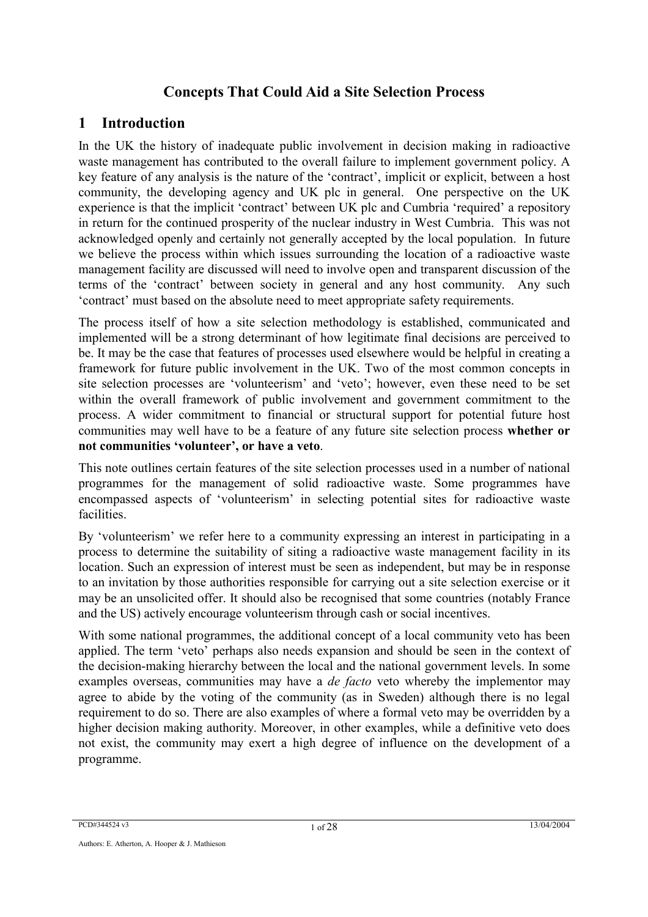## Concepts That Could Aid a Site Selection Process

# 1 Introduction

In the UK the history of inadequate public involvement in decision making in radioactive waste management has contributed to the overall failure to implement government policy. A key feature of any analysis is the nature of the 'contract', implicit or explicit, between a host community, the developing agency and UK plc in general. One perspective on the UK experience is that the implicit 'contract' between UK plc and Cumbria 'required' a repository in return for the continued prosperity of the nuclear industry in West Cumbria. This was not acknowledged openly and certainly not generally accepted by the local population. In future we believe the process within which issues surrounding the location of a radioactive waste management facility are discussed will need to involve open and transparent discussion of the terms of the 'contract' between society in general and any host community. Any such 'contract' must based on the absolute need to meet appropriate safety requirements.

The process itself of how a site selection methodology is established, communicated and implemented will be a strong determinant of how legitimate final decisions are perceived to be. It may be the case that features of processes used elsewhere would be helpful in creating a framework for future public involvement in the UK. Two of the most common concepts in site selection processes are 'volunteerism' and 'veto'; however, even these need to be set within the overall framework of public involvement and government commitment to the process. A wider commitment to financial or structural support for potential future host communities may well have to be a feature of any future site selection process **whether or not communities 'volunteer', or have a veto**.

This note outlines certain features of the site selection processes used in a number of national programmes for the management of solid radioactive waste. Some programmes have encompassed aspects of 'volunteerism' in selecting potential sites for radioactive waste facilities.

By 'volunteerism' we refer here to a community expressing an interest in participating in a process to determine the suitability of siting a radioactive waste management facility in its location. Such an expression of interest must be seen as independent, but may be in response to an invitation by those authorities responsible for carrying out a site selection exercise or it may be an unsolicited offer. It should also be recognised that some countries (notably France and the US) actively encourage volunteerism through cash or social incentives.

With some national programmes, the additional concept of a local community veto has been applied. The term 'veto' perhaps also needs expansion and should be seen in the context of the decision-making hierarchy between the local and the national government levels. In some examples overseas, communities may have a *de facto* veto whereby the implementor may agree to abide by the voting of the community (as in Sweden) although there is no legal requirement to do so. There are also examples of where a formal veto may be overridden by a higher decision making authority. Moreover, in other examples, while a definitive veto does not exist, the community may exert a high degree of influence on the development of a programme.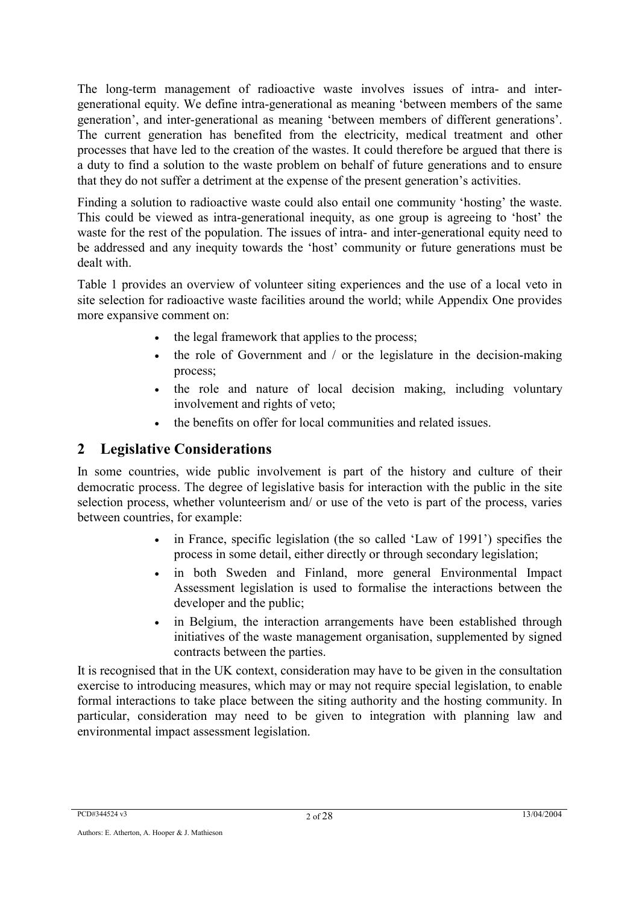The long-term management of radioactive waste involves issues of intra- and inter-generational equity. We define intra-generational as meaning 'between members of the same generation', and inter-generational as meaning 'between members of different generations'. The current generation has benefited from the electricity, medical treatment and other processes that have led to the creation of the wastes. It could therefore be argued that there is a duty to find a solution to the waste problem on behalf of future generations and to ensure that they do not suffer a detriment at the expense of the present generation's activities.

Finding a solution to radioactive waste could also entail one community 'hosting' the waste. This could be viewed as intra-generational inequity, as one group is agreeing to 'host' the waste for the rest of the population. The issues of intra- and inter-generational equity need to be addressed and any inequity towards the 'host' community or future generations must be dealt with.

Table 1 provides an overview of volunteer siting experiences and the use of a local veto in site selection for radioactive waste facilities around the world; while Appendix One provides more expansive comment on:

- the legal framework that applies to the process;
- the role of Government and / or the legislature in the decision-making process;
- the role and nature of local decision making, including voluntary involvement and rights of veto;
- the benefits on offer for local communities and related issues.

## 2 Legislative Considerations

In some countries, wide public involvement is part of the history and culture of their democratic process. The degree of legislative basis for interaction with the public in the site selection process, whether volunteerism and/ or use of the veto is part of the process, varies between countries, for example:

- in France, specific legislation (the so called 'Law of 1991') specifies the process in some detail, either directly or through secondary legislation;
- in both Sweden and Finland, more general Environmental Impact Assessment legislation is used to formalise the interactions between the developer and the public;
- in Belgium, the interaction arrangements have been established through initiatives of the waste management organisation, supplemented by signed contracts between the parties.

It is recognised that in the UK context, consideration may have to be given in the consultation exercise to introducing measures, which may or may not require special legislation, to enable formal interactions to take place between the siting authority and the hosting community. In particular, consideration may need to be given to integration with planning law and environmental impact assessment legislation.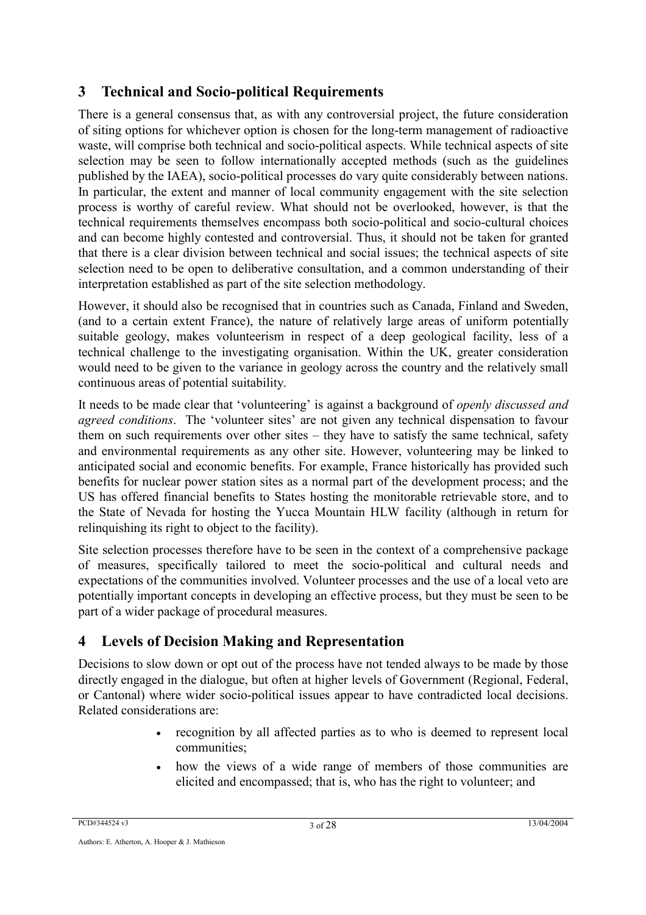## 3 Technical and Socio-political Requirements

There is a general consensus that, as with any controversial project, the future consideration of siting options for whichever option is chosen for the long-term management of radioactive waste, will comprise both technical and socio-political aspects. While technical aspects of site selection may be seen to follow internationally accepted methods (such as the guidelines published by the IAEA), socio-political processes do vary quite considerably between nations. In particular, the extent and manner of local community engagement with the site selection process is worthy of careful review. What should not be overlooked, however, is that the technical requirements themselves encompass both socio-political and socio-cultural choices and can become highly contested and controversial. Thus, it should not be taken for granted that there is a clear division between technical and social issues; the technical aspects of site selection need to be open to deliberative consultation, and a common understanding of their interpretation established as part of the site selection methodology.

However, it should also be recognised that in countries such as Canada, Finland and Sweden, (and to a certain extent France), the nature of relatively large areas of uniform potentially suitable geology, makes volunteerism in respect of a deep geological facility, less of a technical challenge to the investigating organisation. Within the UK, greater consideration would need to be given to the variance in geology across the country and the relatively small continuous areas of potential suitability.

It needs to be made clear that 'volunteering' is against a background of *openly discussed and agreed conditions*. The 'volunteer sites' are not given any technical dispensation to favour them on such requirements over other sites – they have to satisfy the same technical, safety and environmental requirements as any other site. However, volunteering may be linked to anticipated social and economic benefits. For example, France historically has provided such benefits for nuclear power station sites as a normal part of the development process; and the US has offered financial benefits to States hosting the monitorable retrievable store, and to the State of Nevada for hosting the Yucca Mountain HLW facility (although in return for relinquishing its right to object to the facility).

Site selection processes therefore have to be seen in the context of a comprehensive package of measures, specifically tailored to meet the socio-political and cultural needs and expectations of the communities involved. Volunteer processes and the use of a local veto are potentially important concepts in developing an effective process, but they must be seen to be part of a wider package of procedural measures.

## 4 Levels of Decision Making and Representation

Decisions to slow down or opt out of the process have not tended always to be made by those directly engaged in the dialogue, but often at higher levels of Government (Regional, Federal, or Cantonal) where wider socio-political issues appear to have contradicted local decisions. Related considerations are:

- recognition by all affected parties as to who is deemed to represent local communities;
- how the views of a wide range of members of those communities are elicited and encompassed; that is, who has the right to volunteer; and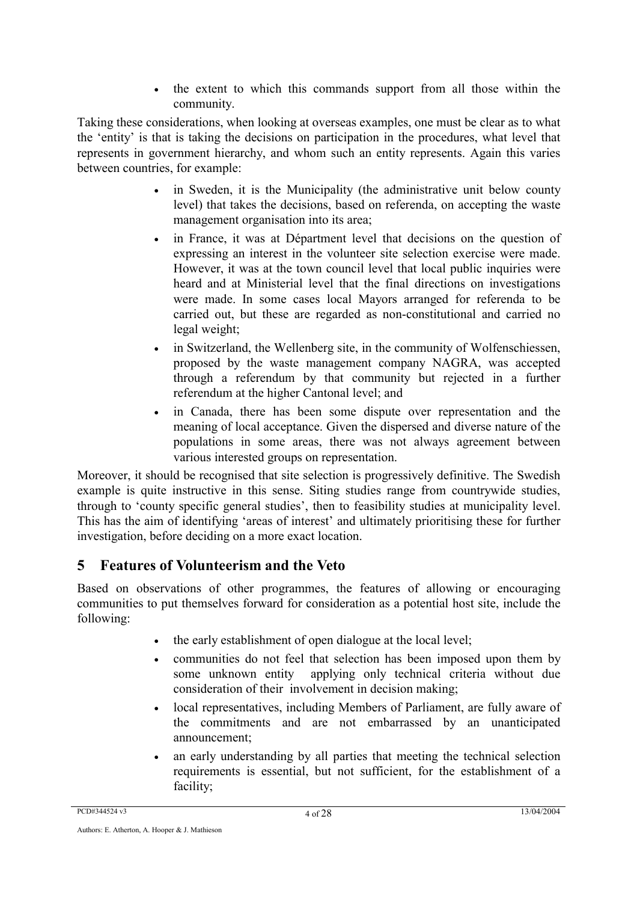- the extent to which this commands support from all those within the community.

Taking these considerations, when looking at overseas examples, one must be clear as to what the 'entity' is that is taking the decisions on participation in the procedures, what level that represents in government hierarchy, and whom such an entity represents. Again this varies between countries, for example:

- in Sweden, it is the Municipality (the administrative unit below county level) that takes the decisions, based on referenda, on accepting the waste management organisation into its area;
- in France, it was at Départment level that decisions on the question of expressing an interest in the volunteer site selection exercise were made. However, it was at the town council level that local public inquiries were heard and at Ministerial level that the final directions on investigations were made. In some cases local Mayors arranged for referenda to be carried out, but these are regarded as non-constitutional and carried no legal weight;
- in Switzerland, the Wellenberg site, in the community of Wolfenschiessen, proposed by the waste management company NAGRA, was accepted through a referendum by that community but rejected in a further referendum at the higher Cantonal level; and
- in Canada, there has been some dispute over representation and the meaning of local acceptance. Given the dispersed and diverse nature of the populations in some areas, there was not always agreement between various interested groups on representation.

Moreover, it should be recognised that site selection is progressively definitive. The Swedish example is quite instructive in this sense. Siting studies range from countrywide studies, through to 'county specific general studies', then to feasibility studies at municipality level. This has the aim of identifying 'areas of interest' and ultimately prioritising these for further investigation, before deciding on a more exact location.

## 5 Features of Volunteerism and the Veto

Based on observations of other programmes, the features of allowing or encouraging communities to put themselves forward for consideration as a potential host site, include the following:

- the early establishment of open dialogue at the local level;
- communities do not feel that selection has been imposed upon them by some unknown entity applying only technical criteria without due consideration of their involvement in decision making;
- local representatives, including Members of Parliament, are fully aware of the commitments and are not embarrassed by an unanticipated announcement;
- an early understanding by all parties that meeting the technical selection requirements is essential, but not sufficient, for the establishment of a facility;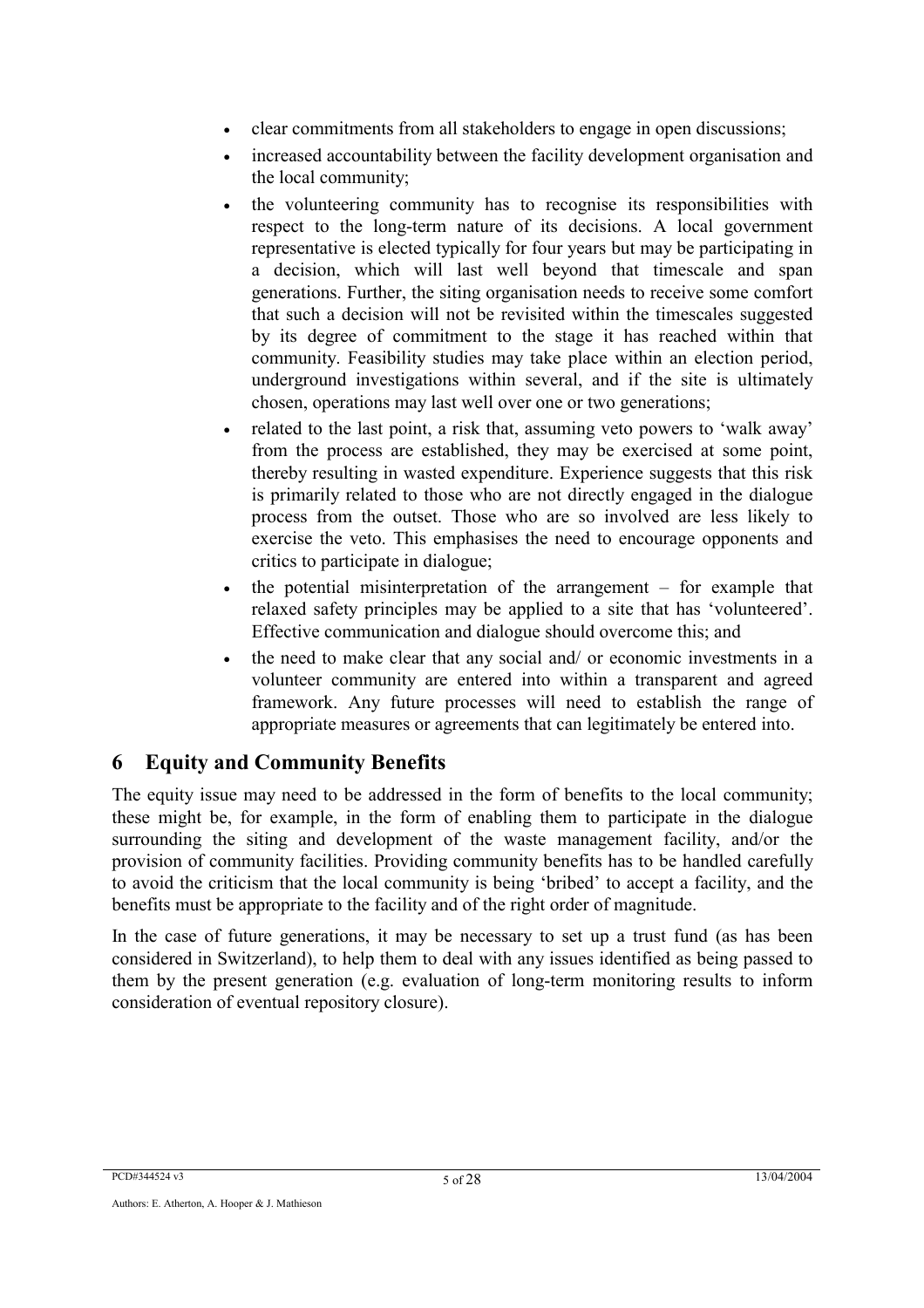- clear commitments from all stakeholders to engage in open discussions;
- increased accountability between the facility development organisation and the local community;
- the volunteering community has to recognise its responsibilities with respect to the long-term nature of its decisions. A local government representative is elected typically for four years but may be participating in a decision, which will last well beyond that timescale and span generations. Further, the siting organisation needs to receive some comfort that such a decision will not be revisited within the timescales suggested by its degree of commitment to the stage it has reached within that community. Feasibility studies may take place within an election period, underground investigations within several, and if the site is ultimately chosen, operations may last well over one or two generations;
- related to the last point, a risk that, assuming veto powers to 'walk away' from the process are established, they may be exercised at some point, thereby resulting in wasted expenditure. Experience suggests that this risk is primarily related to those who are not directly engaged in the dialogue process from the outset. Those who are so involved are less likely to exercise the veto. This emphasises the need to encourage opponents and critics to participate in dialogue;
- the potential misinterpretation of the arrangement – for example that relaxed safety principles may be applied to a site that has 'volunteered'. Effective communication and dialogue should overcome this; and
- the need to make clear that any social and/ or economic investments in a volunteer community are entered into within a transparent and agreed framework. Any future processes will need to establish the range of appropriate measures or agreements that can legitimately be entered into.

# 6 Equity and Community Benefits

The equity issue may need to be addressed in the form of benefits to the local community; these might be, for example, in the form of enabling them to participate in the dialogue surrounding the siting and development of the waste management facility, and/or the provision of community facilities. Providing community benefits has to be handled carefully to avoid the criticism that the local community is being 'bribed' to accept a facility, and the benefits must be appropriate to the facility and of the right order of magnitude.

In the case of future generations, it may be necessary to set up a trust fund (as has been considered in Switzerland), to help them to deal with any issues identified as being passed to them by the present generation (e.g. evaluation of long-term monitoring results to inform consideration of eventual repository closure).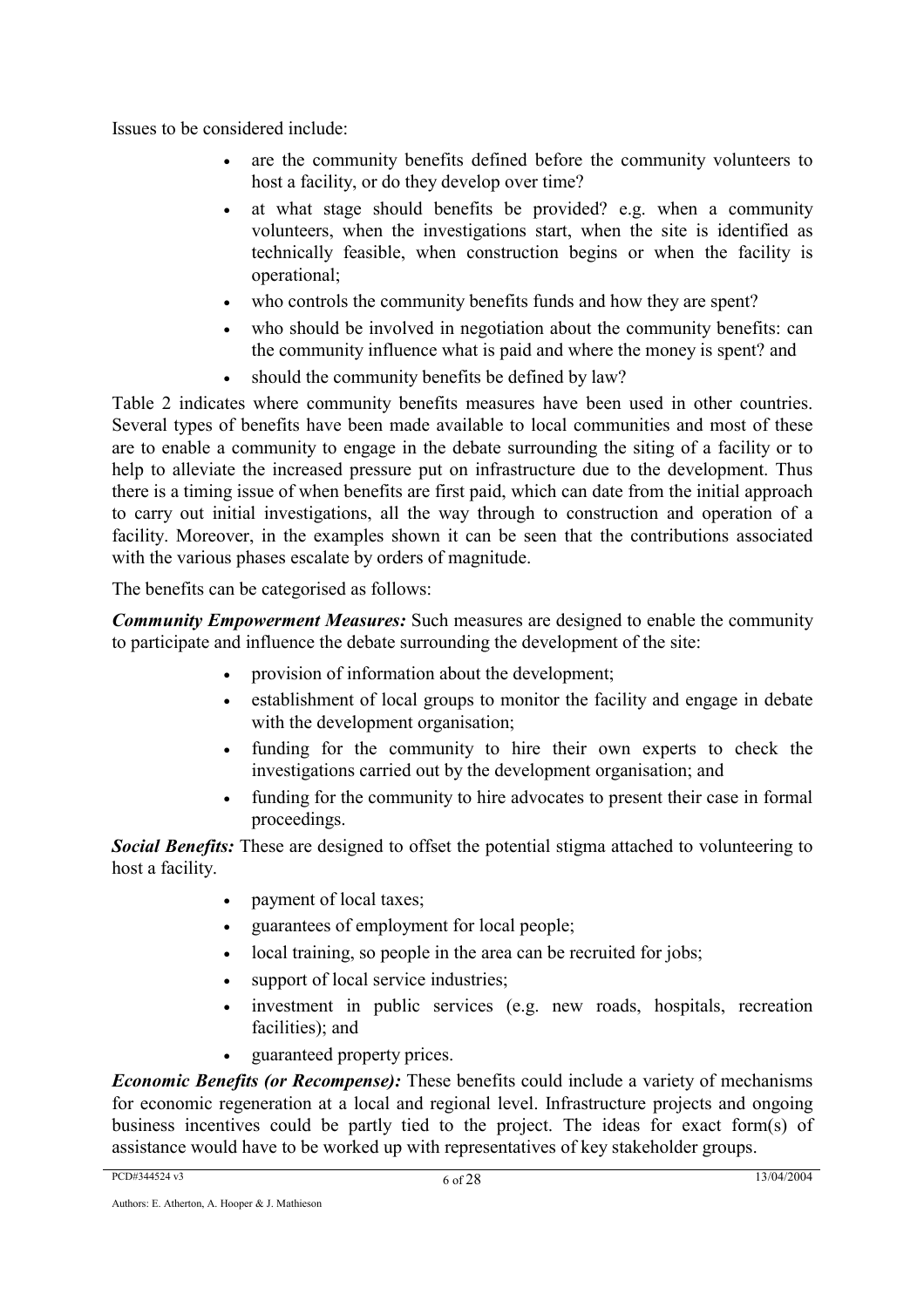Issues to be considered include:

- are the community benefits defined before the community volunteers to host a facility, or do they develop over time?
- at what stage should benefits be provided? e.g. when a community volunteers, when the investigations start, when the site is identified as technically feasible, when construction begins or when the facility is operational;
- who controls the community benefits funds and how they are spent?
- who should be involved in negotiation about the community benefits: can the community influence what is paid and where the money is spent? and
- should the community benefits be defined by law?

Table 2 indicates where community benefits measures have been used in other countries. Several types of benefits have been made available to local communities and most of these are to enable a community to engage in the debate surrounding the siting of a facility or to help to alleviate the increased pressure put on infrastructure due to the development. Thus there is a timing issue of when benefits are first paid, which can date from the initial approach to carry out initial investigations, all the way through to construction and operation of a facility. Moreover, in the examples shown it can be seen that the contributions associated with the various phases escalate by orders of magnitude.

The benefits can be categorised as follows:

***Community Empowerment Measures:*** Such measures are designed to enable the community to participate and influence the debate surrounding the development of the site:

- provision of information about the development;
- establishment of local groups to monitor the facility and engage in debate with the development organisation;
- funding for the community to hire their own experts to check the investigations carried out by the development organisation; and
- funding for the community to hire advocates to present their case in formal proceedings.

***Social Benefits:*** These are designed to offset the potential stigma attached to volunteering to host a facility.

- payment of local taxes;
- guarantees of employment for local people;
- local training, so people in the area can be recruited for jobs;
- support of local service industries;
- investment in public services (e.g. new roads, hospitals, recreation facilities); and
- guaranteed property prices.

***Economic Benefits (or Recompense):*** These benefits could include a variety of mechanisms for economic regeneration at a local and regional level. Infrastructure projects and ongoing business incentives could be partly tied to the project. The ideas for exact form(s) of assistance would have to be worked up with representatives of key stakeholder groups.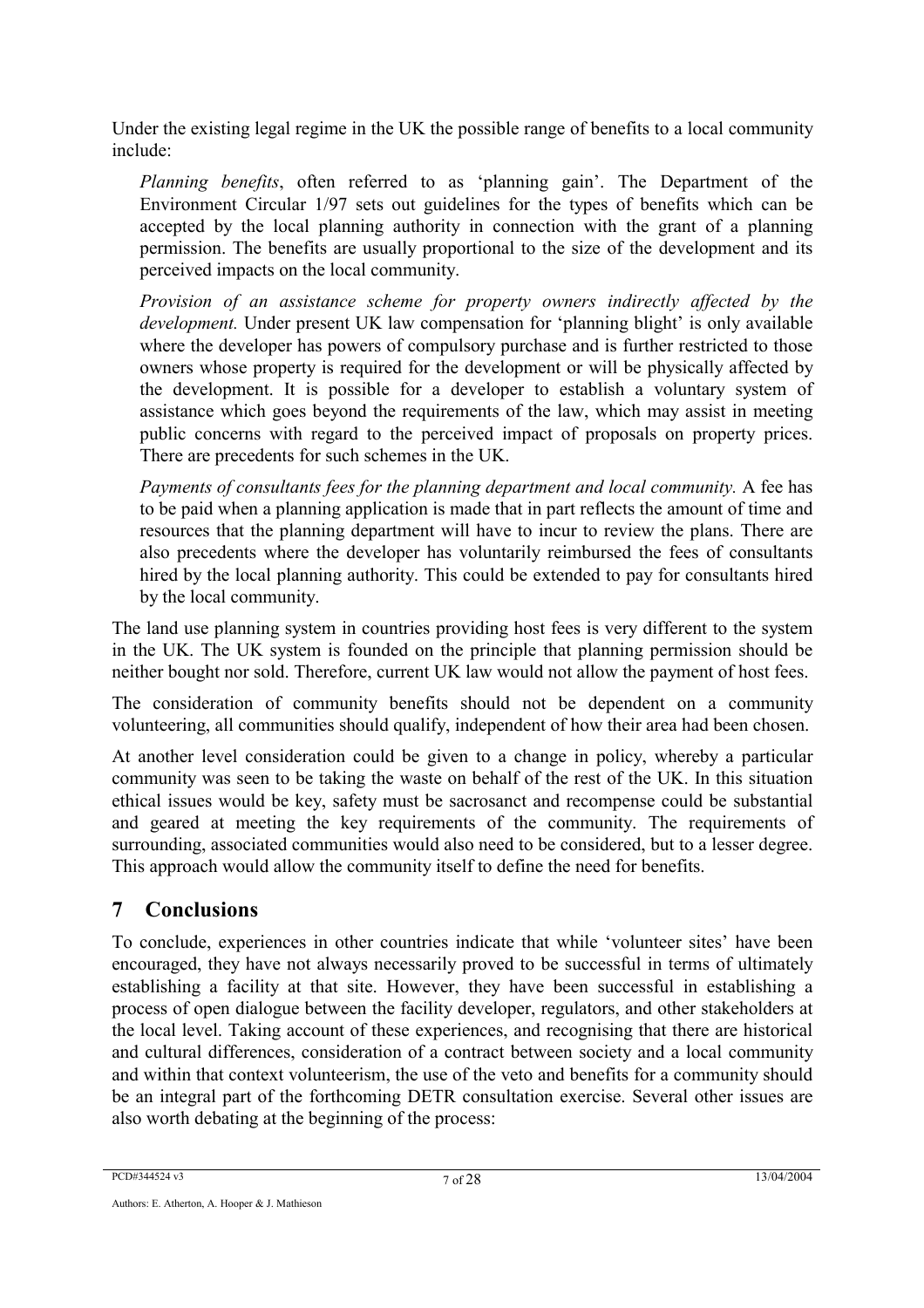Under the existing legal regime in the UK the possible range of benefits to a local community include:

*Planning benefits*, often referred to as 'planning gain'. The Department of the Environment Circular 1/97 sets out guidelines for the types of benefits which can be accepted by the local planning authority in connection with the grant of a planning permission. The benefits are usually proportional to the size of the development and its perceived impacts on the local community.

*Provision of an assistance scheme for property owners indirectly affected by the development.* Under present UK law compensation for 'planning blight' is only available where the developer has powers of compulsory purchase and is further restricted to those owners whose property is required for the development or will be physically affected by the development. It is possible for a developer to establish a voluntary system of assistance which goes beyond the requirements of the law, which may assist in meeting public concerns with regard to the perceived impact of proposals on property prices. There are precedents for such schemes in the UK.

*Payments of consultants fees for the planning department and local community.* A fee has to be paid when a planning application is made that in part reflects the amount of time and resources that the planning department will have to incur to review the plans. There are also precedents where the developer has voluntarily reimbursed the fees of consultants hired by the local planning authority. This could be extended to pay for consultants hired by the local community.

The land use planning system in countries providing host fees is very different to the system in the UK. The UK system is founded on the principle that planning permission should be neither bought nor sold. Therefore, current UK law would not allow the payment of host fees.

The consideration of community benefits should not be dependent on a community volunteering, all communities should qualify, independent of how their area had been chosen.

At another level consideration could be given to a change in policy, whereby a particular community was seen to be taking the waste on behalf of the rest of the UK. In this situation ethical issues would be key, safety must be sacrosanct and recompense could be substantial and geared at meeting the key requirements of the community. The requirements of surrounding, associated communities would also need to be considered, but to a lesser degree. This approach would allow the community itself to define the need for benefits.

# 7 Conclusions

To conclude, experiences in other countries indicate that while 'volunteer sites' have been encouraged, they have not always necessarily proved to be successful in terms of ultimately establishing a facility at that site. However, they have been successful in establishing a process of open dialogue between the facility developer, regulators, and other stakeholders at the local level. Taking account of these experiences, and recognising that there are historical and cultural differences, consideration of a contract between society and a local community and within that context volunteerism, the use of the veto and benefits for a community should be an integral part of the forthcoming DETR consultation exercise. Several other issues are also worth debating at the beginning of the process: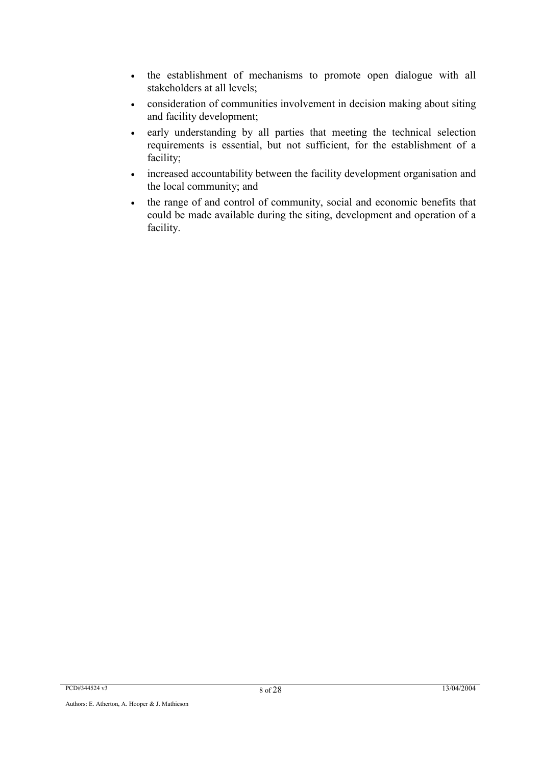- the establishment of mechanisms to promote open dialogue with all stakeholders at all levels;
- consideration of communities involvement in decision making about siting and facility development;
- early understanding by all parties that meeting the technical selection requirements is essential, but not sufficient, for the establishment of a facility;
- increased accountability between the facility development organisation and the local community; and
- the range of and control of community, social and economic benefits that could be made available during the siting, development and operation of a facility.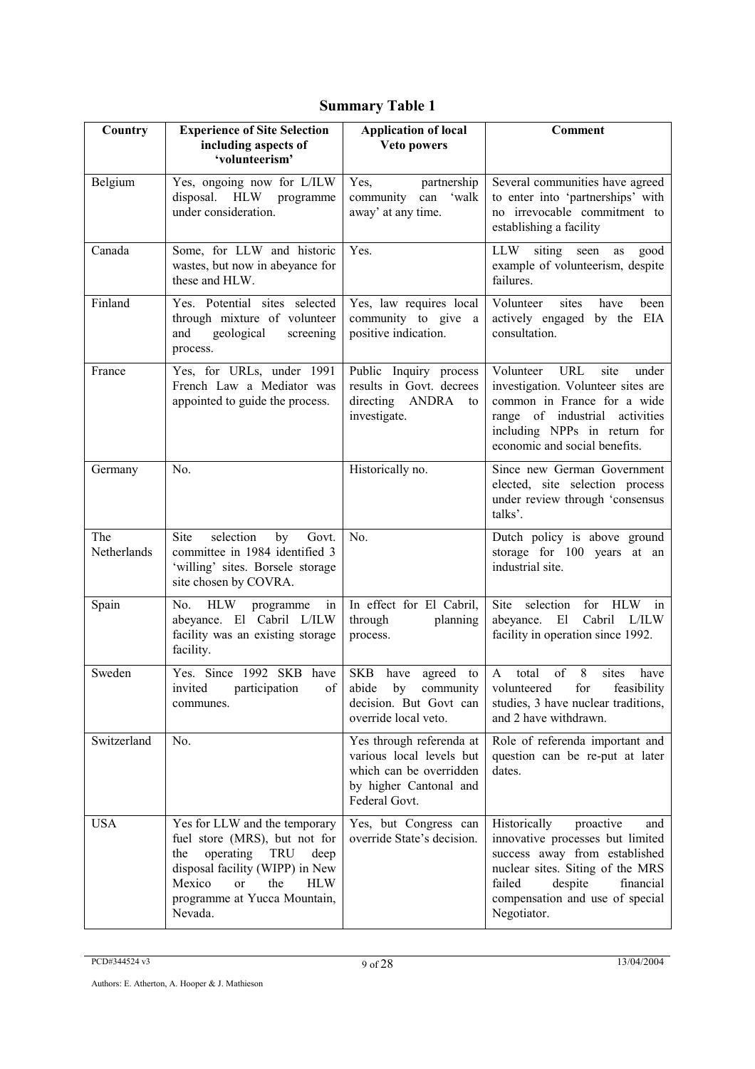# Summary Table 1

| Country | Experience of Site Selection including aspects of 'volunteerism' | Application of local Veto powers | Comment |
|---|---|---|---|
| Belgium | Yes, ongoing now for L/ILW disposal. HLW programme under consideration. | Yes, partnership community can 'walk away' at any time. | Several communities have agreed to enter into 'partnerships' with no irrevocable commitment to establishing a facility |
| Canada | Some, for LLW and historic wastes, but now in abeyance for these and HLW. | Yes. | LLW siting seen as good example of volunteerism, despite failures. |
| Finland | Yes. Potential sites selected through mixture of volunteer and geological screening process. | Yes, law requires local community to give a positive indication. | Volunteer sites have been actively engaged by the EIA consultation. |
| France | Yes, for URLs, under 1991 French Law a Mediator was appointed to guide the process. | Public Inquiry process results in Govt. decrees directing ANDRA to investigate. | Volunteer URL site under investigation. Volunteer sites are common in France for a wide range of industrial activities including NPPs in return for economic and social benefits. |
| Germany | No. | Historically no. | Since new German Government elected, site selection process under review through 'consensus talks'. |
| The Netherlands | Site selection by Govt. committee in 1984 identified 3 'willing' sites. Borsele storage site chosen by COVRA. | No. | Dutch policy is above ground storage for 100 years at an industrial site. |
| Spain | No. HLW programme in abeyance. El Cabril L/ILW facility was an existing storage facility. | In effect for El Cabril, through planning process. | Site selection for HLW in abeyance. El Cabril L/ILW facility in operation since 1992. |
| Sweden | Yes. Since 1992 SKB have invited participation of communes. | SKB have agreed to abide by community decision. But Govt can override local veto. | A total of 8 sites have volunteered for feasibility studies, 3 have nuclear traditions, and 2 have withdrawn. |
| Switzerland | No. | Yes through referenda at various local levels but which can be overridden by higher Cantonal and Federal Govt. | Role of referenda important and question can be re-put at later dates. |
| USA | Yes for LLW and the temporary fuel store (MRS), but not for the operating TRU deep disposal facility (WIPP) in New Mexico or the HLW programme at Yucca Mountain, Nevada. | Yes, but Congress can override State's decision. | Historically proactive and innovative processes but limited success away from established nuclear sites. Siting of the MRS failed despite financial compensation and use of special Negotiator. |

PCD#344524 v3

Authors: E. Atherton, A. Hooper & J. Mathieson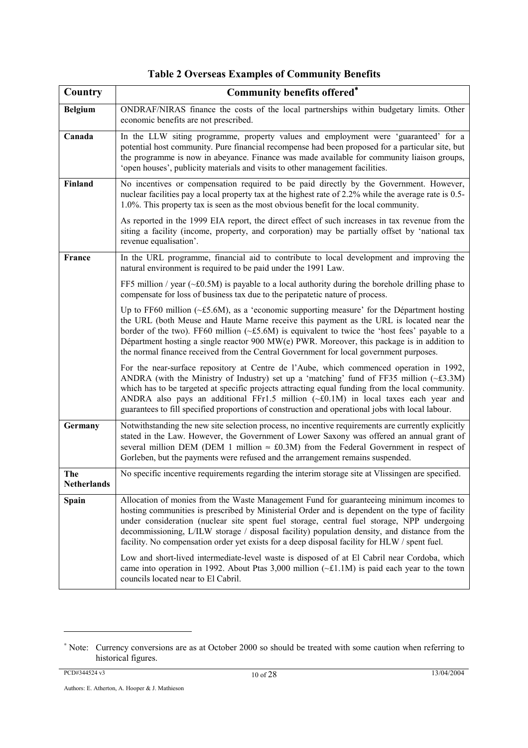**Table 2 Overseas Examples of Community Benefits**

| Country | Community benefits offered* |
|---|---|
| **Belgium** | ONDRAF/NIRAS finance the costs of the local partnerships within budgetary limits. Other economic benefits are not prescribed. |
| **Canada** | In the LLW siting programme, property values and employment were 'guaranteed' for a potential host community. Pure financial recompense had been proposed for a particular site, but the programme is now in abeyance. Finance was made available for community liaison groups, 'open houses', publicity materials and visits to other management facilities. |
| **Finland** | No incentives or compensation required to be paid directly by the Government. However, nuclear facilities pay a local property tax at the highest rate of 2.2% while the average rate is 0.5-1.0%. This property tax is seen as the most obvious benefit for the local community.<br><br>As reported in the 1999 EIA report, the direct effect of such increases in tax revenue from the siting a facility (income, property, and corporation) may be partially offset by 'national tax revenue equalisation'. |
| **France** | In the URL programme, financial aid to contribute to local development and improving the natural environment is required to be paid under the 1991 Law.<br><br>FF5 million / year (~£0.5M) is payable to a local authority during the borehole drilling phase to compensate for loss of business tax due to the peripatetic nature of process.<br><br>Up to FF60 million (~£5.6M), as a 'economic supporting measure' for the Départment hosting the URL (both Meuse and Haute Marne receive this payment as the URL is located near the border of the two). FF60 million (~£5.6M) is equivalent to twice the 'host fees' payable to a Départment hosting a single reactor 900 MW(e) PWR. Moreover, this package is in addition to the normal finance received from the Central Government for local government purposes.<br><br>For the near-surface repository at Centre de l'Aube, which commenced operation in 1992, ANDRA (with the Ministry of Industry) set up a 'matching' fund of FF35 million (~£3.3M) which has to be targeted at specific projects attracting equal funding from the local community. ANDRA also pays an additional FFr1.5 million (~£0.1M) in local taxes each year and guarantees to fill specified proportions of construction and operational jobs with local labour. |
| **Germany** | Notwithstanding the new site selection process, no incentive requirements are currently explicitly stated in the Law. However, the Government of Lower Saxony was offered an annual grant of several million DEM (DEM 1 million ≈ £0.3M) from the Federal Government in respect of Gorleben, but the payments were refused and the arrangement remains suspended. |
| **The Netherlands** | No specific incentive requirements regarding the interim storage site at Vlissingen are specified. |
| **Spain** | Allocation of monies from the Waste Management Fund for guaranteeing minimum incomes to hosting communities is prescribed by Ministerial Order and is dependent on the type of facility under consideration (nuclear site spent fuel storage, central fuel storage, NPP undergoing decommissioning, L/ILW storage / disposal facility) population density, and distance from the facility. No compensation order yet exists for a deep disposal facility for HLW / spent fuel.<br><br>Low and short-lived intermediate-level waste is disposed of at El Cabril near Cordoba, which came into operation in 1992. About Ptas 3,000 million (~£1.1M) is paid each year to the town councils located near to El Cabril. |

* Note: Currency conversions are as at October 2000 so should be treated with some caution when referring to historical figures.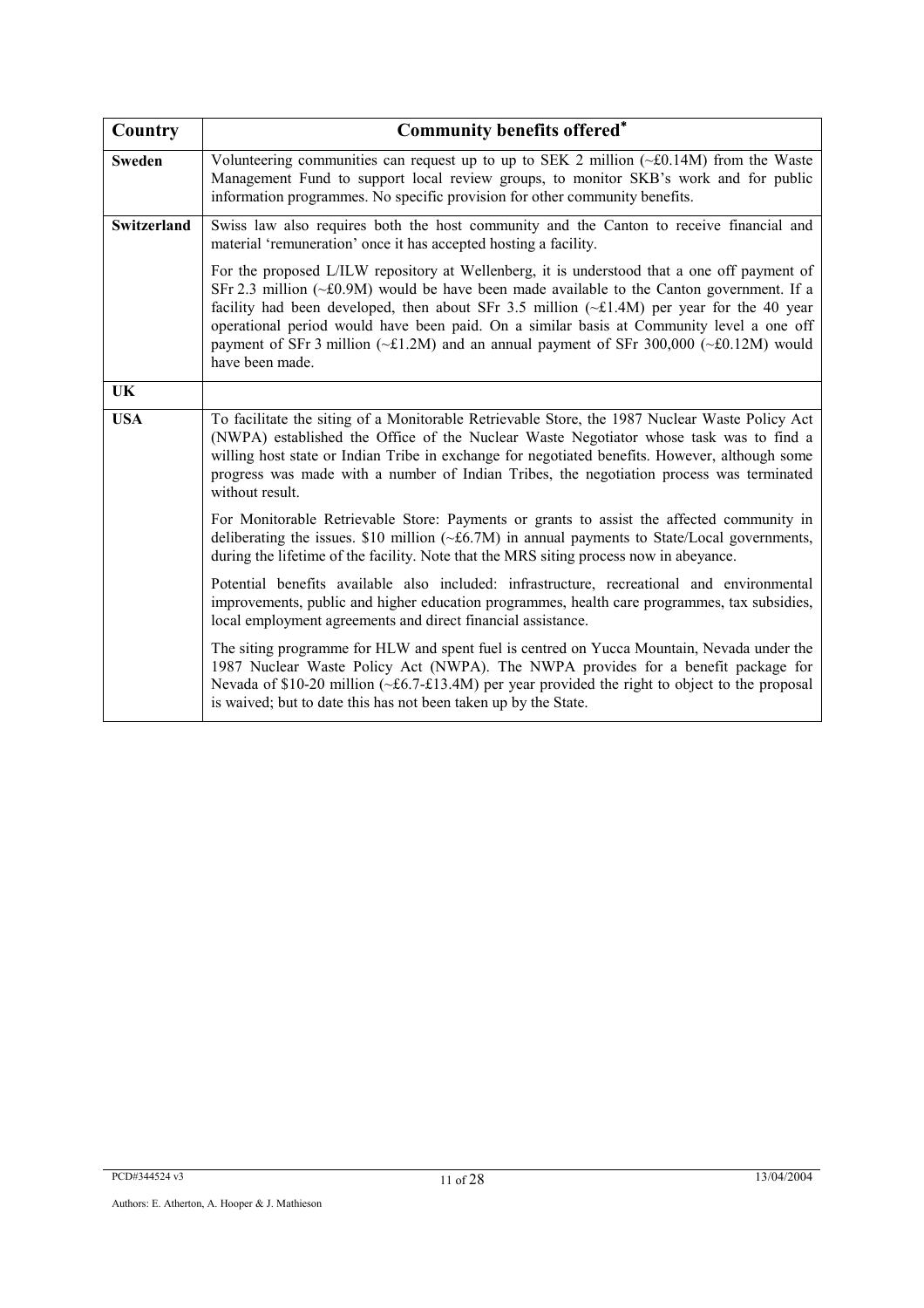| Country | Community benefits offered* |
|---|---|
| **Sweden** | Volunteering communities can request up to up to SEK 2 million (~£0.14M) from the Waste Management Fund to support local review groups, to monitor SKB's work and for public information programmes. No specific provision for other community benefits. |
| **Switzerland** | Swiss law also requires both the host community and the Canton to receive financial and material 'remuneration' once it has accepted hosting a facility.<br><br>For the proposed L/ILW repository at Wellenberg, it is understood that a one off payment of SFr 2.3 million (~£0.9M) would be have been made available to the Canton government. If a facility had been developed, then about SFr 3.5 million (~£1.4M) per year for the 40 year operational period would have been paid. On a similar basis at Community level a one off payment of SFr 3 million (~£1.2M) and an annual payment of SFr 300,000 (~£0.12M) would have been made. |
| **UK** | |
| **USA** | To facilitate the siting of a Monitorable Retrievable Store, the 1987 Nuclear Waste Policy Act (NWPA) established the Office of the Nuclear Waste Negotiator whose task was to find a willing host state or Indian Tribe in exchange for negotiated benefits. However, although some progress was made with a number of Indian Tribes, the negotiation process was terminated without result.<br><br>For Monitorable Retrievable Store: Payments or grants to assist the affected community in deliberating the issues. $10 million (~£6.7M) in annual payments to State/Local governments, during the lifetime of the facility. Note that the MRS siting process now in abeyance.<br><br>Potential benefits available also included: infrastructure, recreational and environmental improvements, public and higher education programmes, health care programmes, tax subsidies, local employment agreements and direct financial assistance.<br><br>The siting programme for HLW and spent fuel is centred on Yucca Mountain, Nevada under the 1987 Nuclear Waste Policy Act (NWPA). The NWPA provides for a benefit package for Nevada of $10-20 million (~£6.7-£13.4M) per year provided the right to object to the proposal is waived; but to date this has not been taken up by the State. |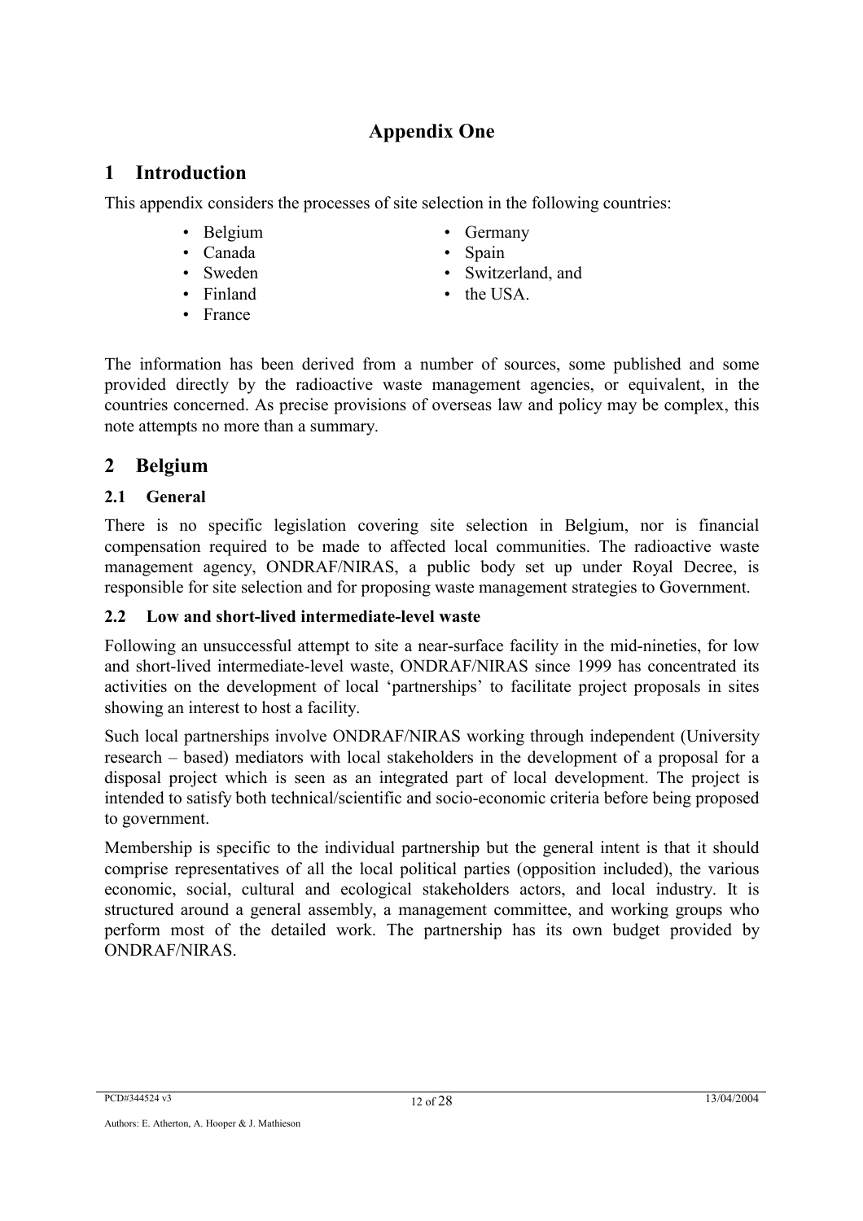# Appendix One

## 1 Introduction

This appendix considers the processes of site selection in the following countries:

- Belgium
- Canada
- Sweden
- Finland
- France
- Germany
- Spain
- Switzerland, and
- the USA.

The information has been derived from a number of sources, some published and some provided directly by the radioactive waste management agencies, or equivalent, in the countries concerned. As precise provisions of overseas law and policy may be complex, this note attempts no more than a summary.

## 2 Belgium

### 2.1 General

There is no specific legislation covering site selection in Belgium, nor is financial compensation required to be made to affected local communities. The radioactive waste management agency, ONDRAF/NIRAS, a public body set up under Royal Decree, is responsible for site selection and for proposing waste management strategies to Government.

### 2.2 Low and short-lived intermediate-level waste

Following an unsuccessful attempt to site a near-surface facility in the mid-nineties, for low and short-lived intermediate-level waste, ONDRAF/NIRAS since 1999 has concentrated its activities on the development of local 'partnerships' to facilitate project proposals in sites showing an interest to host a facility.

Such local partnerships involve ONDRAF/NIRAS working through independent (University research – based) mediators with local stakeholders in the development of a proposal for a disposal project which is seen as an integrated part of local development. The project is intended to satisfy both technical/scientific and socio-economic criteria before being proposed to government.

Membership is specific to the individual partnership but the general intent is that it should comprise representatives of all the local political parties (opposition included), the various economic, social, cultural and ecological stakeholders actors, and local industry. It is structured around a general assembly, a management committee, and working groups who perform most of the detailed work. The partnership has its own budget provided by ONDRAF/NIRAS.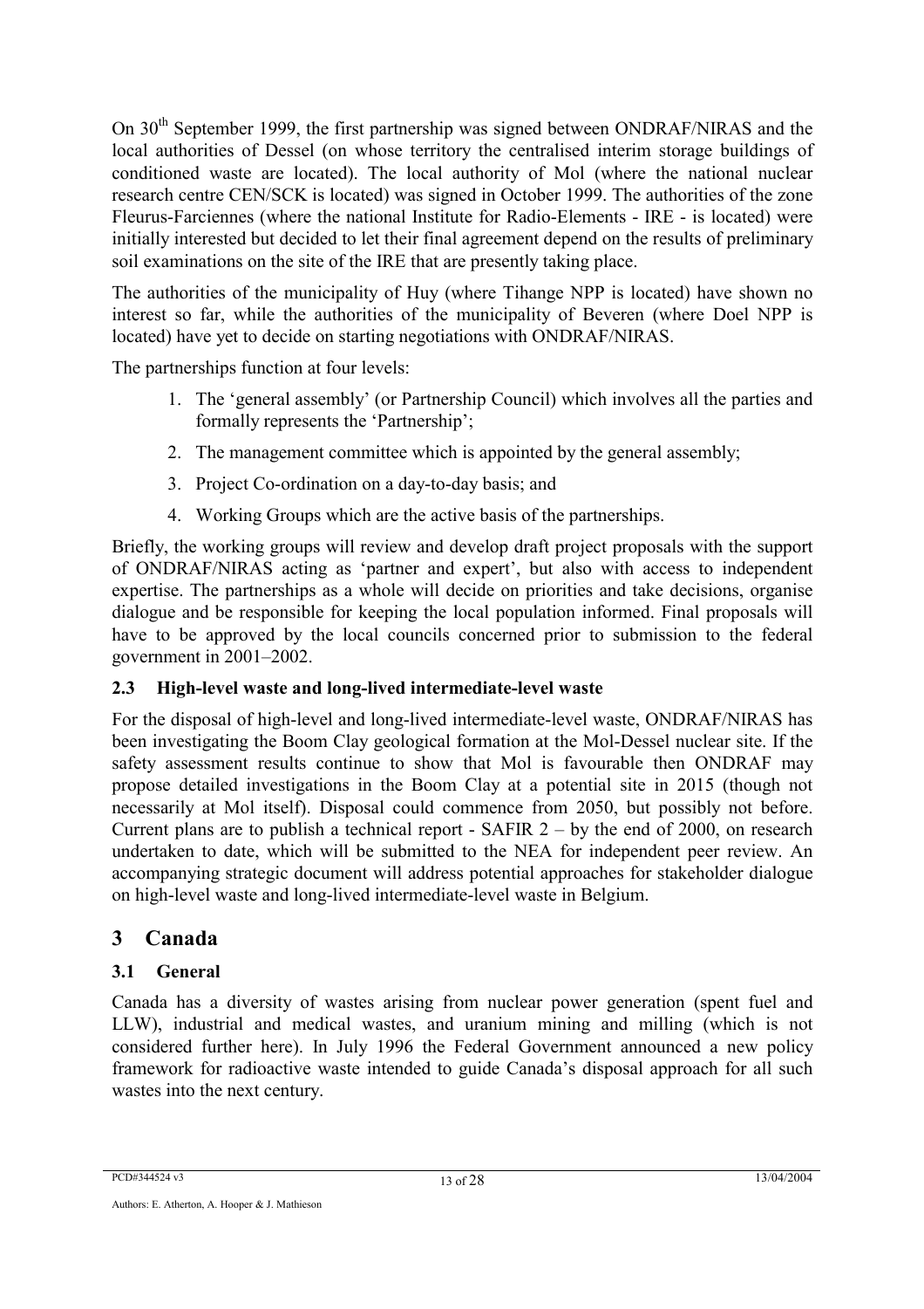On 30th September 1999, the first partnership was signed between ONDRAF/NIRAS and the local authorities of Dessel (on whose territory the centralised interim storage buildings of conditioned waste are located). The local authority of Mol (where the national nuclear research centre CEN/SCK is located) was signed in October 1999. The authorities of the zone Fleurus-Farciennes (where the national Institute for Radio-Elements - IRE - is located) were initially interested but decided to let their final agreement depend on the results of preliminary soil examinations on the site of the IRE that are presently taking place.

The authorities of the municipality of Huy (where Tihange NPP is located) have shown no interest so far, while the authorities of the municipality of Beveren (where Doel NPP is located) have yet to decide on starting negotiations with ONDRAF/NIRAS.

The partnerships function at four levels:

1. The 'general assembly' (or Partnership Council) which involves all the parties and formally represents the 'Partnership';
2. The management committee which is appointed by the general assembly;
3. Project Co-ordination on a day-to-day basis; and
4. Working Groups which are the active basis of the partnerships.

Briefly, the working groups will review and develop draft project proposals with the support of ONDRAF/NIRAS acting as 'partner and expert', but also with access to independent expertise. The partnerships as a whole will decide on priorities and take decisions, organise dialogue and be responsible for keeping the local population informed. Final proposals will have to be approved by the local councils concerned prior to submission to the federal government in 2001–2002.

### 2.3 High-level waste and long-lived intermediate-level waste

For the disposal of high-level and long-lived intermediate-level waste, ONDRAF/NIRAS has been investigating the Boom Clay geological formation at the Mol-Dessel nuclear site. If the safety assessment results continue to show that Mol is favourable then ONDRAF may propose detailed investigations in the Boom Clay at a potential site in 2015 (though not necessarily at Mol itself). Disposal could commence from 2050, but possibly not before. Current plans are to publish a technical report - SAFIR 2 – by the end of 2000, on research undertaken to date, which will be submitted to the NEA for independent peer review. An accompanying strategic document will address potential approaches for stakeholder dialogue on high-level waste and long-lived intermediate-level waste in Belgium.

## 3 Canada

### 3.1 General

Canada has a diversity of wastes arising from nuclear power generation (spent fuel and LLW), industrial and medical wastes, and uranium mining and milling (which is not considered further here). In July 1996 the Federal Government announced a new policy framework for radioactive waste intended to guide Canada's disposal approach for all such wastes into the next century.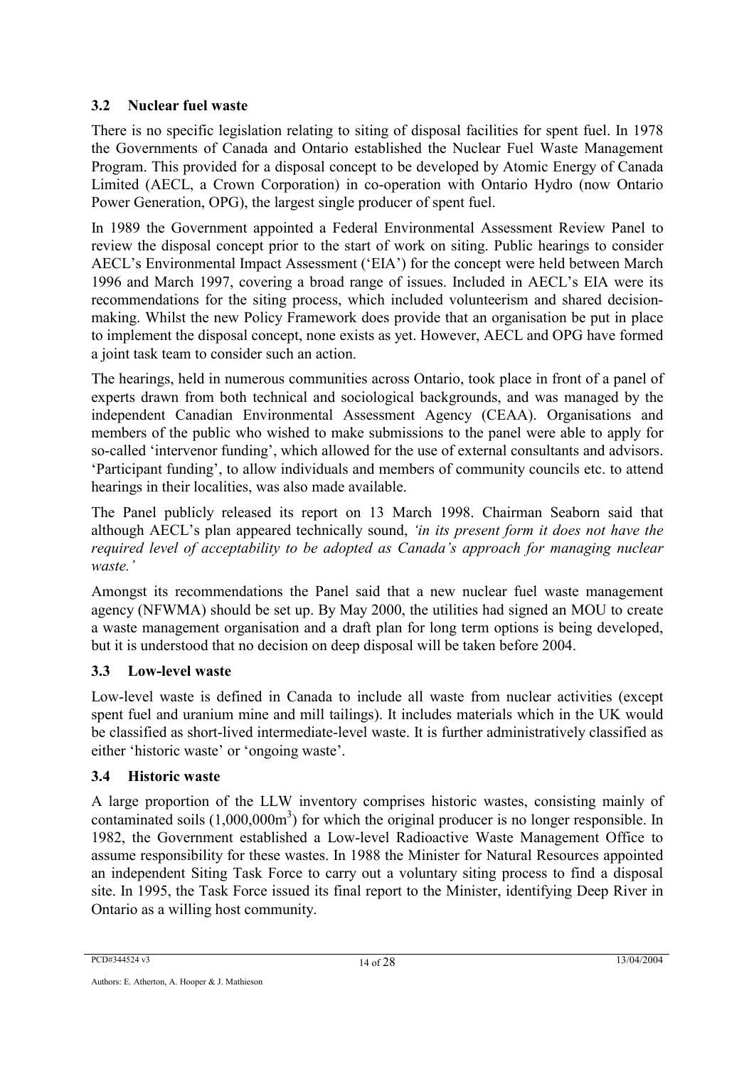## 3.2 Nuclear fuel waste

There is no specific legislation relating to siting of disposal facilities for spent fuel. In 1978 the Governments of Canada and Ontario established the Nuclear Fuel Waste Management Program. This provided for a disposal concept to be developed by Atomic Energy of Canada Limited (AECL, a Crown Corporation) in co-operation with Ontario Hydro (now Ontario Power Generation, OPG), the largest single producer of spent fuel.

In 1989 the Government appointed a Federal Environmental Assessment Review Panel to review the disposal concept prior to the start of work on siting. Public hearings to consider AECL's Environmental Impact Assessment ('EIA') for the concept were held between March 1996 and March 1997, covering a broad range of issues. Included in AECL's EIA were its recommendations for the siting process, which included volunteerism and shared decision-making. Whilst the new Policy Framework does provide that an organisation be put in place to implement the disposal concept, none exists as yet. However, AECL and OPG have formed a joint task team to consider such an action.

The hearings, held in numerous communities across Ontario, took place in front of a panel of experts drawn from both technical and sociological backgrounds, and was managed by the independent Canadian Environmental Assessment Agency (CEAA). Organisations and members of the public who wished to make submissions to the panel were able to apply for so-called 'intervenor funding', which allowed for the use of external consultants and advisors. 'Participant funding', to allow individuals and members of community councils etc. to attend hearings in their localities, was also made available.

The Panel publicly released its report on 13 March 1998. Chairman Seaborn said that although AECL's plan appeared technically sound, *'in its present form it does not have the required level of acceptability to be adopted as Canada's approach for managing nuclear waste.'*

Amongst its recommendations the Panel said that a new nuclear fuel waste management agency (NFWMA) should be set up. By May 2000, the utilities had signed an MOU to create a waste management organisation and a draft plan for long term options is being developed, but it is understood that no decision on deep disposal will be taken before 2004.

## 3.3 Low-level waste

Low-level waste is defined in Canada to include all waste from nuclear activities (except spent fuel and uranium mine and mill tailings). It includes materials which in the UK would be classified as short-lived intermediate-level waste. It is further administratively classified as either 'historic waste' or 'ongoing waste'.

## 3.4 Historic waste

A large proportion of the LLW inventory comprises historic wastes, consisting mainly of contaminated soils (1,000,000m$^3$) for which the original producer is no longer responsible. In 1982, the Government established a Low-level Radioactive Waste Management Office to assume responsibility for these wastes. In 1988 the Minister for Natural Resources appointed an independent Siting Task Force to carry out a voluntary siting process to find a disposal site. In 1995, the Task Force issued its final report to the Minister, identifying Deep River in Ontario as a willing host community.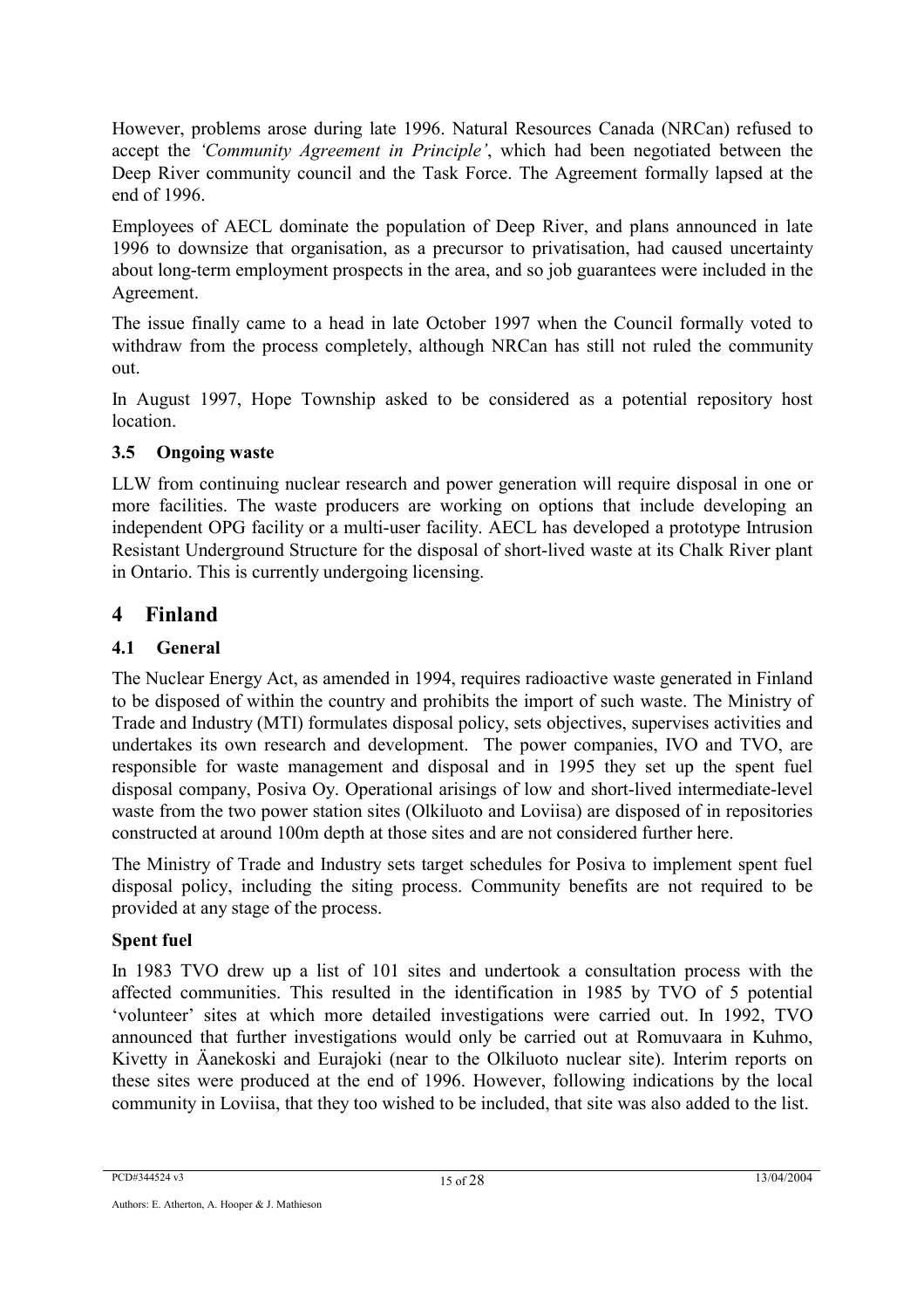However, problems arose during late 1996. Natural Resources Canada (NRCan) refused to accept the *'Community Agreement in Principle'*, which had been negotiated between the Deep River community council and the Task Force. The Agreement formally lapsed at the end of 1996.

Employees of AECL dominate the population of Deep River, and plans announced in late 1996 to downsize that organisation, as a precursor to privatisation, had caused uncertainty about long-term employment prospects in the area, and so job guarantees were included in the Agreement.

The issue finally came to a head in late October 1997 when the Council formally voted to withdraw from the process completely, although NRCan has still not ruled the community out.

In August 1997, Hope Township asked to be considered as a potential repository host location.

### 3.5 Ongoing waste

LLW from continuing nuclear research and power generation will require disposal in one or more facilities. The waste producers are working on options that include developing an independent OPG facility or a multi-user facility. AECL has developed a prototype Intrusion Resistant Underground Structure for the disposal of short-lived waste at its Chalk River plant in Ontario. This is currently undergoing licensing.

## 4 Finland

### 4.1 General

The Nuclear Energy Act, as amended in 1994, requires radioactive waste generated in Finland to be disposed of within the country and prohibits the import of such waste. The Ministry of Trade and Industry (MTI) formulates disposal policy, sets objectives, supervises activities and undertakes its own research and development. The power companies, IVO and TVO, are responsible for waste management and disposal and in 1995 they set up the spent fuel disposal company, Posiva Oy. Operational arisings of low and short-lived intermediate-level waste from the two power station sites (Olkiluoto and Loviisa) are disposed of in repositories constructed at around 100m depth at those sites and are not considered further here.

The Ministry of Trade and Industry sets target schedules for Posiva to implement spent fuel disposal policy, including the siting process. Community benefits are not required to be provided at any stage of the process.

**Spent fuel**

In 1983 TVO drew up a list of 101 sites and undertook a consultation process with the affected communities. This resulted in the identification in 1985 by TVO of 5 potential 'volunteer' sites at which more detailed investigations were carried out. In 1992, TVO announced that further investigations would only be carried out at Romuvaara in Kuhmo, Kivetty in Äanekoski and Eurajoki (near to the Olkiluoto nuclear site). Interim reports on these sites were produced at the end of 1996. However, following indications by the local community in Loviisa, that they too wished to be included, that site was also added to the list.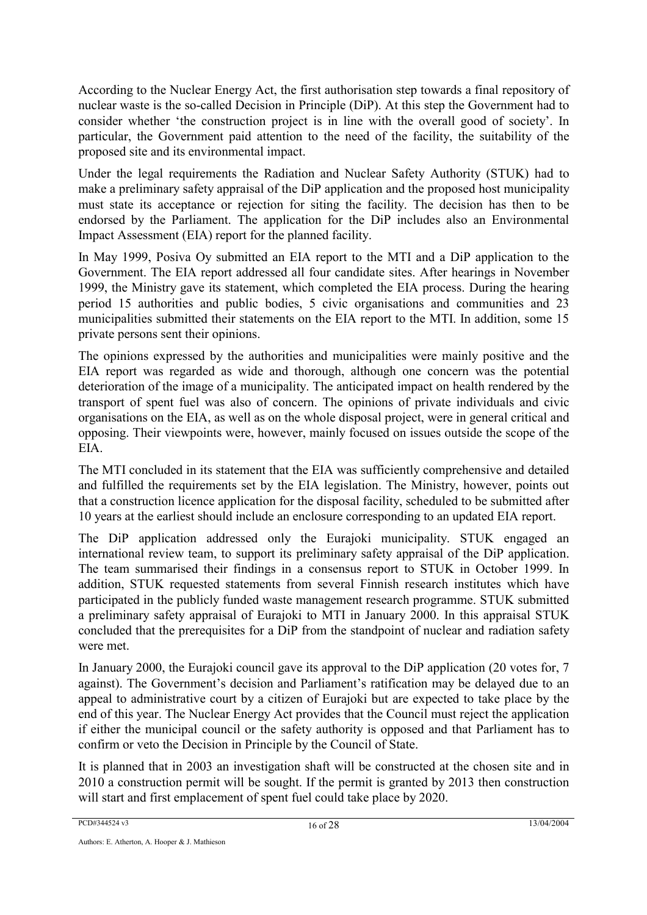According to the Nuclear Energy Act, the first authorisation step towards a final repository of nuclear waste is the so-called Decision in Principle (DiP). At this step the Government had to consider whether 'the construction project is in line with the overall good of society'. In particular, the Government paid attention to the need of the facility, the suitability of the proposed site and its environmental impact.

Under the legal requirements the Radiation and Nuclear Safety Authority (STUK) had to make a preliminary safety appraisal of the DiP application and the proposed host municipality must state its acceptance or rejection for siting the facility. The decision has then to be endorsed by the Parliament. The application for the DiP includes also an Environmental Impact Assessment (EIA) report for the planned facility.

In May 1999, Posiva Oy submitted an EIA report to the MTI and a DiP application to the Government. The EIA report addressed all four candidate sites. After hearings in November 1999, the Ministry gave its statement, which completed the EIA process. During the hearing period 15 authorities and public bodies, 5 civic organisations and communities and 23 municipalities submitted their statements on the EIA report to the MTI. In addition, some 15 private persons sent their opinions.

The opinions expressed by the authorities and municipalities were mainly positive and the EIA report was regarded as wide and thorough, although one concern was the potential deterioration of the image of a municipality. The anticipated impact on health rendered by the transport of spent fuel was also of concern. The opinions of private individuals and civic organisations on the EIA, as well as on the whole disposal project, were in general critical and opposing. Their viewpoints were, however, mainly focused on issues outside the scope of the EIA.

The MTI concluded in its statement that the EIA was sufficiently comprehensive and detailed and fulfilled the requirements set by the EIA legislation. The Ministry, however, points out that a construction licence application for the disposal facility, scheduled to be submitted after 10 years at the earliest should include an enclosure corresponding to an updated EIA report.

The DiP application addressed only the Eurajoki municipality. STUK engaged an international review team, to support its preliminary safety appraisal of the DiP application. The team summarised their findings in a consensus report to STUK in October 1999. In addition, STUK requested statements from several Finnish research institutes which have participated in the publicly funded waste management research programme. STUK submitted a preliminary safety appraisal of Eurajoki to MTI in January 2000. In this appraisal STUK concluded that the prerequisites for a DiP from the standpoint of nuclear and radiation safety were met.

In January 2000, the Eurajoki council gave its approval to the DiP application (20 votes for, 7 against). The Government's decision and Parliament's ratification may be delayed due to an appeal to administrative court by a citizen of Eurajoki but are expected to take place by the end of this year. The Nuclear Energy Act provides that the Council must reject the application if either the municipal council or the safety authority is opposed and that Parliament has to confirm or veto the Decision in Principle by the Council of State.

It is planned that in 2003 an investigation shaft will be constructed at the chosen site and in 2010 a construction permit will be sought. If the permit is granted by 2013 then construction will start and first emplacement of spent fuel could take place by 2020.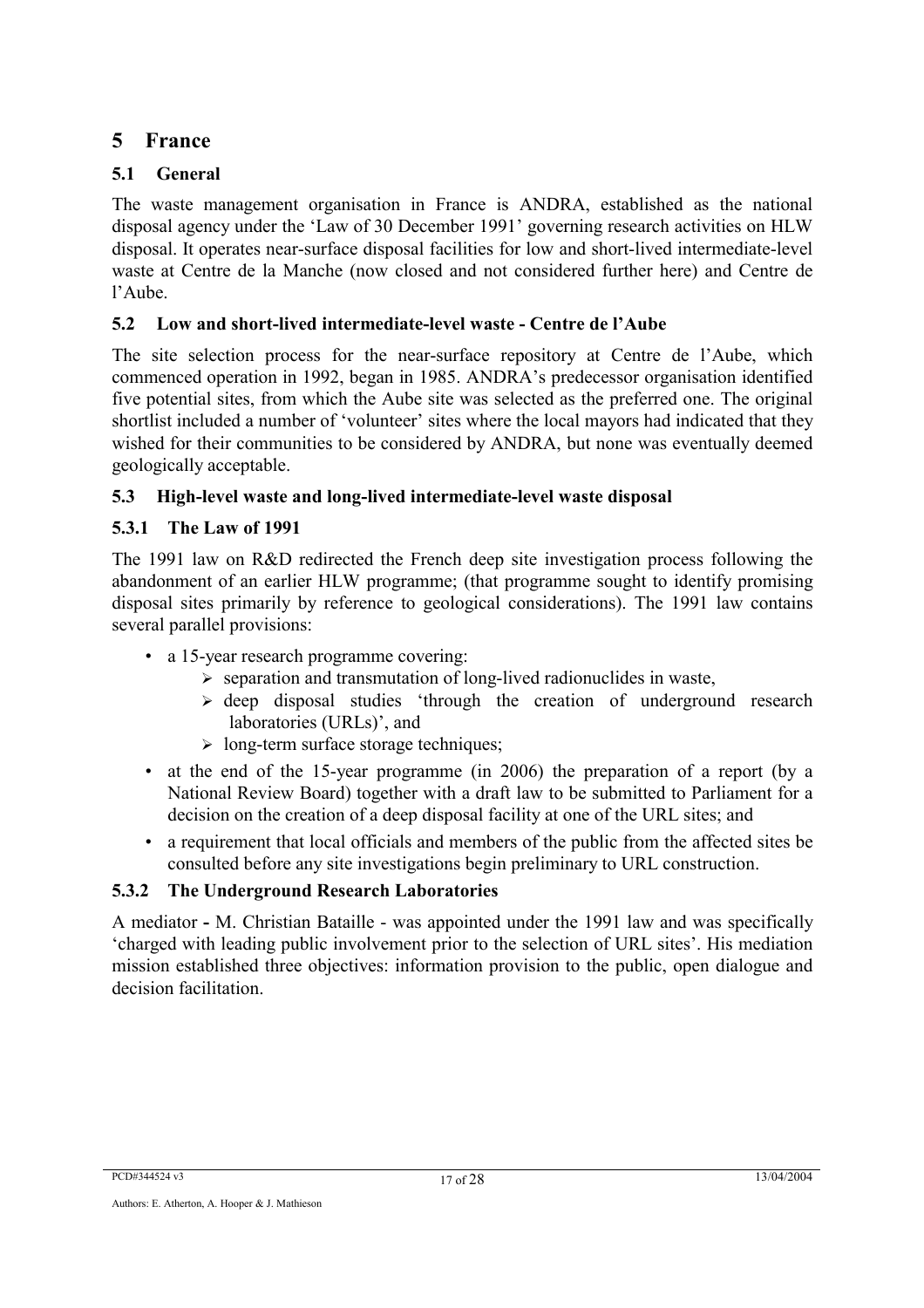# 5 France

## 5.1 General

The waste management organisation in France is ANDRA, established as the national disposal agency under the 'Law of 30 December 1991' governing research activities on HLW disposal. It operates near-surface disposal facilities for low and short-lived intermediate-level waste at Centre de la Manche (now closed and not considered further here) and Centre de l'Aube.

## 5.2 Low and short-lived intermediate-level waste - Centre de l'Aube

The site selection process for the near-surface repository at Centre de l'Aube, which commenced operation in 1992, began in 1985. ANDRA's predecessor organisation identified five potential sites, from which the Aube site was selected as the preferred one. The original shortlist included a number of 'volunteer' sites where the local mayors had indicated that they wished for their communities to be considered by ANDRA, but none was eventually deemed geologically acceptable.

## 5.3 High-level waste and long-lived intermediate-level waste disposal

### 5.3.1 The Law of 1991

The 1991 law on R&D redirected the French deep site investigation process following the abandonment of an earlier HLW programme; (that programme sought to identify promising disposal sites primarily by reference to geological considerations). The 1991 law contains several parallel provisions:

- a 15-year research programme covering:
  - separation and transmutation of long-lived radionuclides in waste,
  - deep disposal studies 'through the creation of underground research laboratories (URLs)', and
  - long-term surface storage techniques;
- at the end of the 15-year programme (in 2006) the preparation of a report (by a National Review Board) together with a draft law to be submitted to Parliament for a decision on the creation of a deep disposal facility at one of the URL sites; and
- a requirement that local officials and members of the public from the affected sites be consulted before any site investigations begin preliminary to URL construction.

### 5.3.2 The Underground Research Laboratories

A mediator - M. Christian Bataille - was appointed under the 1991 law and was specifically 'charged with leading public involvement prior to the selection of URL sites'. His mediation mission established three objectives: information provision to the public, open dialogue and decision facilitation.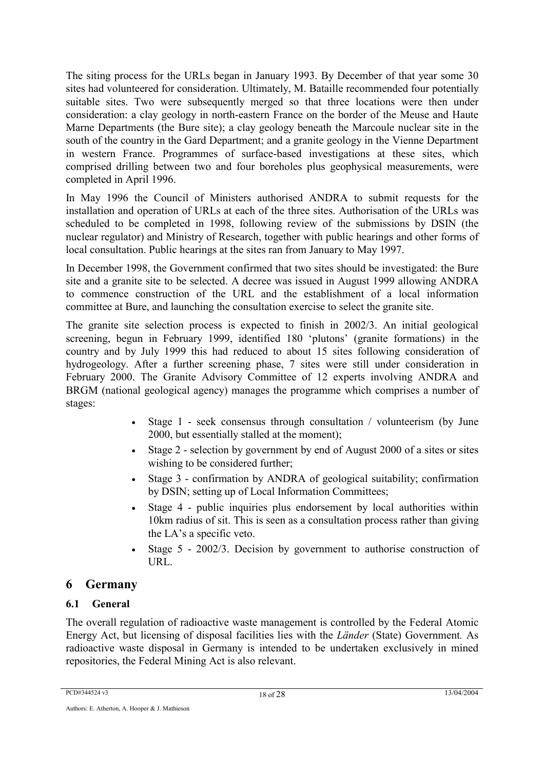The siting process for the URLs began in January 1993. By December of that year some 30 sites had volunteered for consideration. Ultimately, M. Bataille recommended four potentially suitable sites. Two were subsequently merged so that three locations were then under consideration: a clay geology in north-eastern France on the border of the Meuse and Haute Marne Departments (the Bure site); a clay geology beneath the Marcoule nuclear site in the south of the country in the Gard Department; and a granite geology in the Vienne Department in western France. Programmes of surface-based investigations at these sites, which comprised drilling between two and four boreholes plus geophysical measurements, were completed in April 1996.

In May 1996 the Council of Ministers authorised ANDRA to submit requests for the installation and operation of URLs at each of the three sites. Authorisation of the URLs was scheduled to be completed in 1998, following review of the submissions by DSIN (the nuclear regulator) and Ministry of Research, together with public hearings and other forms of local consultation. Public hearings at the sites ran from January to May 1997.

In December 1998, the Government confirmed that two sites should be investigated: the Bure site and a granite site to be selected. A decree was issued in August 1999 allowing ANDRA to commence construction of the URL and the establishment of a local information committee at Bure, and launching the consultation exercise to select the granite site.

The granite site selection process is expected to finish in 2002/3. An initial geological screening, begun in February 1999, identified 180 'plutons' (granite formations) in the country and by July 1999 this had reduced to about 15 sites following consideration of hydrogeology. After a further screening phase, 7 sites were still under consideration in February 2000. The Granite Advisory Committee of 12 experts involving ANDRA and BRGM (national geological agency) manages the programme which comprises a number of stages:

- Stage 1 - seek consensus through consultation / volunteerism (by June 2000, but essentially stalled at the moment);
- Stage 2 - selection by government by end of August 2000 of a sites or sites wishing to be considered further;
- Stage 3 - confirmation by ANDRA of geological suitability; confirmation by DSIN; setting up of Local Information Committees;
- Stage 4 - public inquiries plus endorsement by local authorities within 10km radius of sit. This is seen as a consultation process rather than giving the LA's a specific veto.
- Stage 5 - 2002/3. Decision by government to authorise construction of URL.

# 6 Germany

## 6.1 General

The overall regulation of radioactive waste management is controlled by the Federal Atomic Energy Act, but licensing of disposal facilities lies with the *Länder* (State) Government. As radioactive waste disposal in Germany is intended to be undertaken exclusively in mined repositories, the Federal Mining Act is also relevant.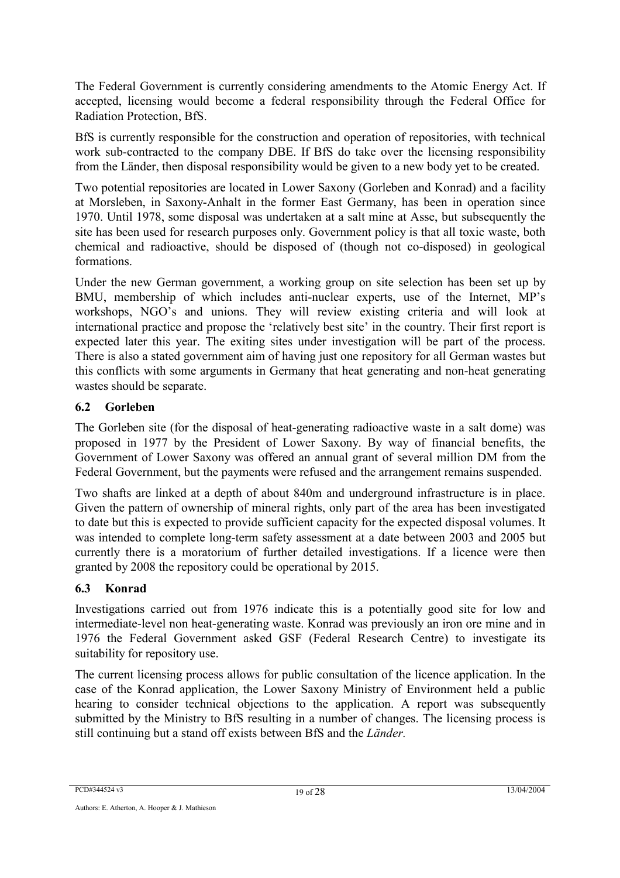The Federal Government is currently considering amendments to the Atomic Energy Act. If accepted, licensing would become a federal responsibility through the Federal Office for Radiation Protection, BfS.

BfS is currently responsible for the construction and operation of repositories, with technical work sub-contracted to the company DBE. If BfS do take over the licensing responsibility from the Länder, then disposal responsibility would be given to a new body yet to be created.

Two potential repositories are located in Lower Saxony (Gorleben and Konrad) and a facility at Morsleben, in Saxony-Anhalt in the former East Germany, has been in operation since 1970. Until 1978, some disposal was undertaken at a salt mine at Asse, but subsequently the site has been used for research purposes only. Government policy is that all toxic waste, both chemical and radioactive, should be disposed of (though not co-disposed) in geological formations.

Under the new German government, a working group on site selection has been set up by BMU, membership of which includes anti-nuclear experts, use of the Internet, MP's workshops, NGO's and unions. They will review existing criteria and will look at international practice and propose the 'relatively best site' in the country. Their first report is expected later this year. The exiting sites under investigation will be part of the process. There is also a stated government aim of having just one repository for all German wastes but this conflicts with some arguments in Germany that heat generating and non-heat generating wastes should be separate.

## 6.2 Gorleben

The Gorleben site (for the disposal of heat-generating radioactive waste in a salt dome) was proposed in 1977 by the President of Lower Saxony. By way of financial benefits, the Government of Lower Saxony was offered an annual grant of several million DM from the Federal Government, but the payments were refused and the arrangement remains suspended.

Two shafts are linked at a depth of about 840m and underground infrastructure is in place. Given the pattern of ownership of mineral rights, only part of the area has been investigated to date but this is expected to provide sufficient capacity for the expected disposal volumes. It was intended to complete long-term safety assessment at a date between 2003 and 2005 but currently there is a moratorium of further detailed investigations. If a licence were then granted by 2008 the repository could be operational by 2015.

## 6.3 Konrad

Investigations carried out from 1976 indicate this is a potentially good site for low and intermediate-level non heat-generating waste. Konrad was previously an iron ore mine and in 1976 the Federal Government asked GSF (Federal Research Centre) to investigate its suitability for repository use.

The current licensing process allows for public consultation of the licence application. In the case of the Konrad application, the Lower Saxony Ministry of Environment held a public hearing to consider technical objections to the application. A report was subsequently submitted by the Ministry to BfS resulting in a number of changes. The licensing process is still continuing but a stand off exists between BfS and the *Länder.*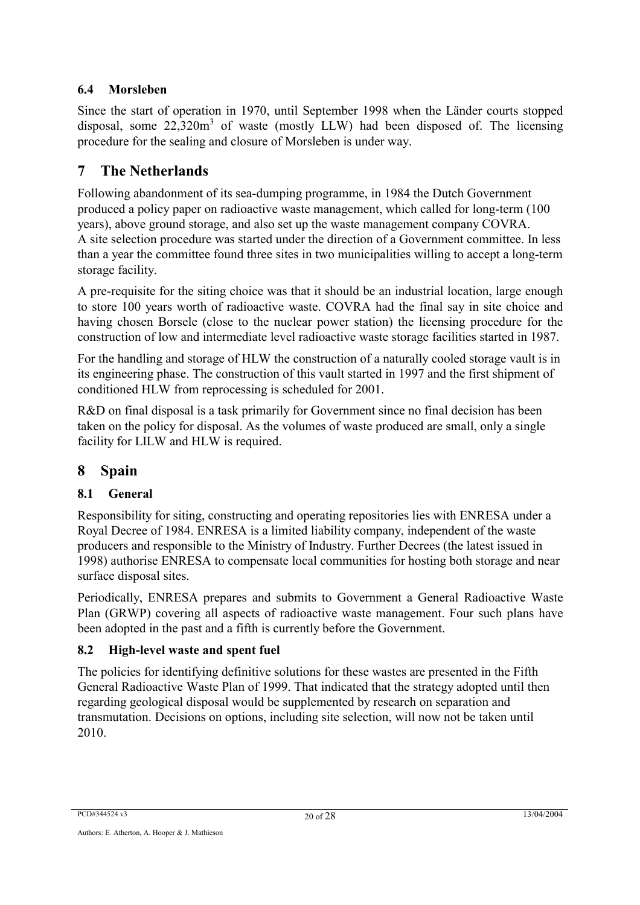### 6.4 Morsleben

Since the start of operation in 1970, until September 1998 when the Länder courts stopped disposal, some 22,320m$^3$ of waste (mostly LLW) had been disposed of. The licensing procedure for the sealing and closure of Morsleben is under way.

## 7 The Netherlands

Following abandonment of its sea-dumping programme, in 1984 the Dutch Government produced a policy paper on radioactive waste management, which called for long-term (100 years), above ground storage, and also set up the waste management company COVRA. A site selection procedure was started under the direction of a Government committee. In less than a year the committee found three sites in two municipalities willing to accept a long-term storage facility.

A pre-requisite for the siting choice was that it should be an industrial location, large enough to store 100 years worth of radioactive waste. COVRA had the final say in site choice and having chosen Borsele (close to the nuclear power station) the licensing procedure for the construction of low and intermediate level radioactive waste storage facilities started in 1987.

For the handling and storage of HLW the construction of a naturally cooled storage vault is in its engineering phase. The construction of this vault started in 1997 and the first shipment of conditioned HLW from reprocessing is scheduled for 2001.

R&D on final disposal is a task primarily for Government since no final decision has been taken on the policy for disposal. As the volumes of waste produced are small, only a single facility for LILW and HLW is required.

## 8 Spain

### 8.1 General

Responsibility for siting, constructing and operating repositories lies with ENRESA under a Royal Decree of 1984. ENRESA is a limited liability company, independent of the waste producers and responsible to the Ministry of Industry. Further Decrees (the latest issued in 1998) authorise ENRESA to compensate local communities for hosting both storage and near surface disposal sites.

Periodically, ENRESA prepares and submits to Government a General Radioactive Waste Plan (GRWP) covering all aspects of radioactive waste management. Four such plans have been adopted in the past and a fifth is currently before the Government.

### 8.2 High-level waste and spent fuel

The policies for identifying definitive solutions for these wastes are presented in the Fifth General Radioactive Waste Plan of 1999. That indicated that the strategy adopted until then regarding geological disposal would be supplemented by research on separation and transmutation. Decisions on options, including site selection, will now not be taken until 2010.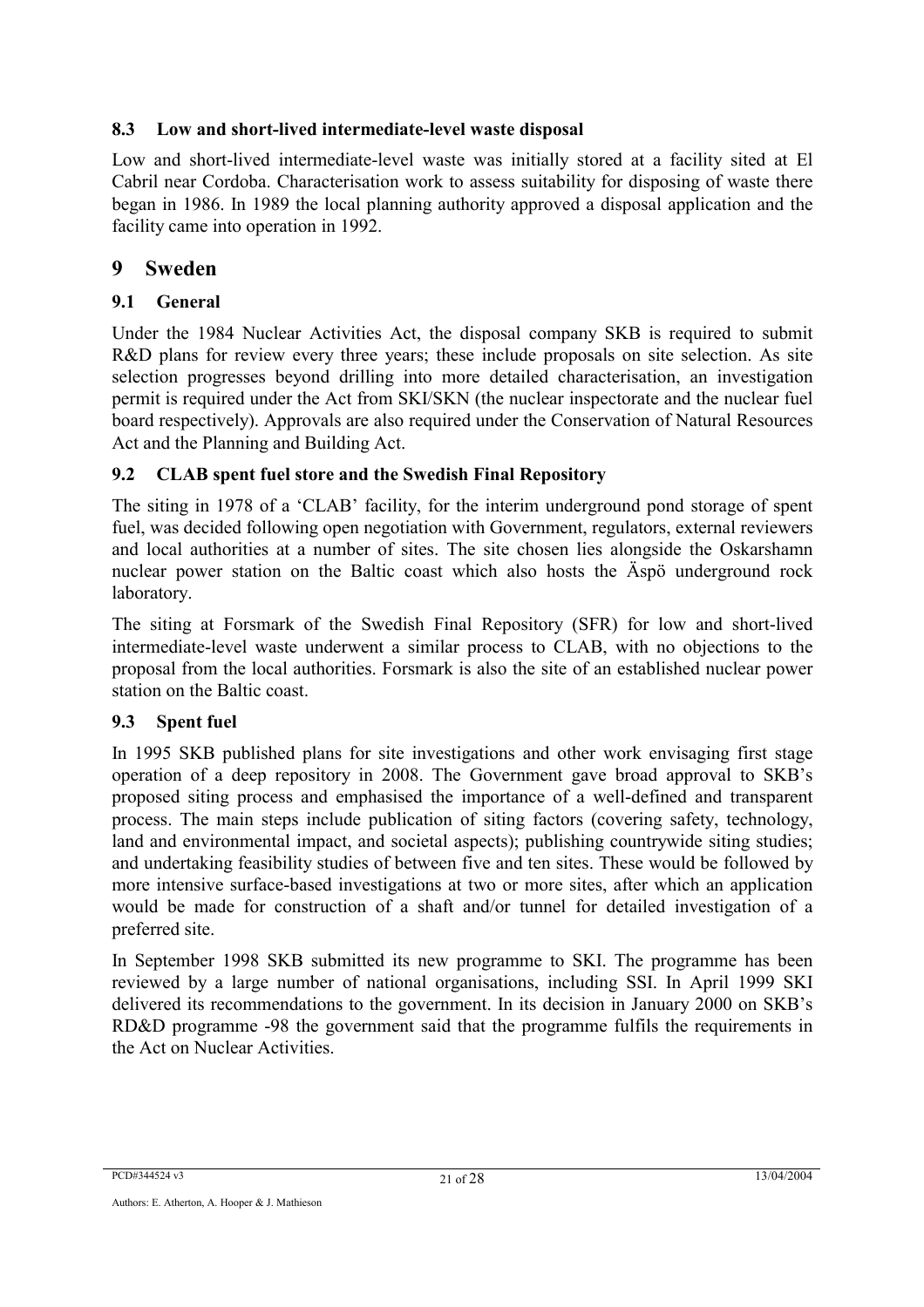### 8.3 Low and short-lived intermediate-level waste disposal

Low and short-lived intermediate-level waste was initially stored at a facility sited at El Cabril near Cordoba. Characterisation work to assess suitability for disposing of waste there began in 1986. In 1989 the local planning authority approved a disposal application and the facility came into operation in 1992.

## 9 Sweden

### 9.1 General

Under the 1984 Nuclear Activities Act, the disposal company SKB is required to submit R&D plans for review every three years; these include proposals on site selection. As site selection progresses beyond drilling into more detailed characterisation, an investigation permit is required under the Act from SKI/SKN (the nuclear inspectorate and the nuclear fuel board respectively). Approvals are also required under the Conservation of Natural Resources Act and the Planning and Building Act.

### 9.2 CLAB spent fuel store and the Swedish Final Repository

The siting in 1978 of a 'CLAB' facility, for the interim underground pond storage of spent fuel, was decided following open negotiation with Government, regulators, external reviewers and local authorities at a number of sites. The site chosen lies alongside the Oskarshamn nuclear power station on the Baltic coast which also hosts the Äspö underground rock laboratory.

The siting at Forsmark of the Swedish Final Repository (SFR) for low and short-lived intermediate-level waste underwent a similar process to CLAB, with no objections to the proposal from the local authorities. Forsmark is also the site of an established nuclear power station on the Baltic coast.

### 9.3 Spent fuel

In 1995 SKB published plans for site investigations and other work envisaging first stage operation of a deep repository in 2008. The Government gave broad approval to SKB's proposed siting process and emphasised the importance of a well-defined and transparent process. The main steps include publication of siting factors (covering safety, technology, land and environmental impact, and societal aspects); publishing countrywide siting studies; and undertaking feasibility studies of between five and ten sites. These would be followed by more intensive surface-based investigations at two or more sites, after which an application would be made for construction of a shaft and/or tunnel for detailed investigation of a preferred site.

In September 1998 SKB submitted its new programme to SKI. The programme has been reviewed by a large number of national organisations, including SSI. In April 1999 SKI delivered its recommendations to the government. In its decision in January 2000 on SKB's RD&D programme -98 the government said that the programme fulfils the requirements in the Act on Nuclear Activities.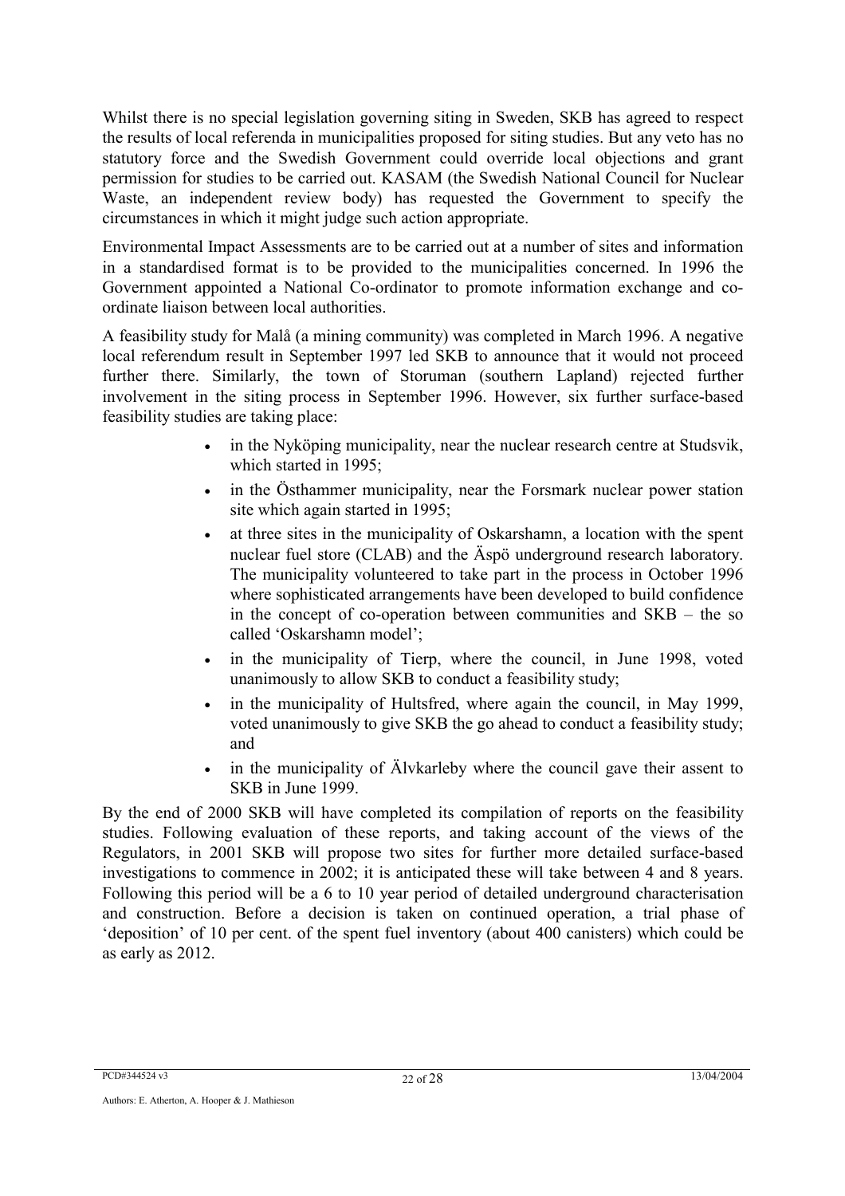Whilst there is no special legislation governing siting in Sweden, SKB has agreed to respect the results of local referenda in municipalities proposed for siting studies. But any veto has no statutory force and the Swedish Government could override local objections and grant permission for studies to be carried out. KASAM (the Swedish National Council for Nuclear Waste, an independent review body) has requested the Government to specify the circumstances in which it might judge such action appropriate.

Environmental Impact Assessments are to be carried out at a number of sites and information in a standardised format is to be provided to the municipalities concerned. In 1996 the Government appointed a National Co-ordinator to promote information exchange and co-ordinate liaison between local authorities.

A feasibility study for Malå (a mining community) was completed in March 1996. A negative local referendum result in September 1997 led SKB to announce that it would not proceed further there. Similarly, the town of Storuman (southern Lapland) rejected further involvement in the siting process in September 1996. However, six further surface-based feasibility studies are taking place:

- in the Nyköping municipality, near the nuclear research centre at Studsvik, which started in 1995;
- in the Östhammer municipality, near the Forsmark nuclear power station site which again started in 1995;
- at three sites in the municipality of Oskarshamn, a location with the spent nuclear fuel store (CLAB) and the Äspö underground research laboratory. The municipality volunteered to take part in the process in October 1996 where sophisticated arrangements have been developed to build confidence in the concept of co-operation between communities and SKB – the so called 'Oskarshamn model';
- in the municipality of Tierp, where the council, in June 1998, voted unanimously to allow SKB to conduct a feasibility study;
- in the municipality of Hultsfred, where again the council, in May 1999, voted unanimously to give SKB the go ahead to conduct a feasibility study; and
- in the municipality of Älvkarleby where the council gave their assent to SKB in June 1999.

By the end of 2000 SKB will have completed its compilation of reports on the feasibility studies. Following evaluation of these reports, and taking account of the views of the Regulators, in 2001 SKB will propose two sites for further more detailed surface-based investigations to commence in 2002; it is anticipated these will take between 4 and 8 years. Following this period will be a 6 to 10 year period of detailed underground characterisation and construction. Before a decision is taken on continued operation, a trial phase of 'deposition' of 10 per cent. of the spent fuel inventory (about 400 canisters) which could be as early as 2012.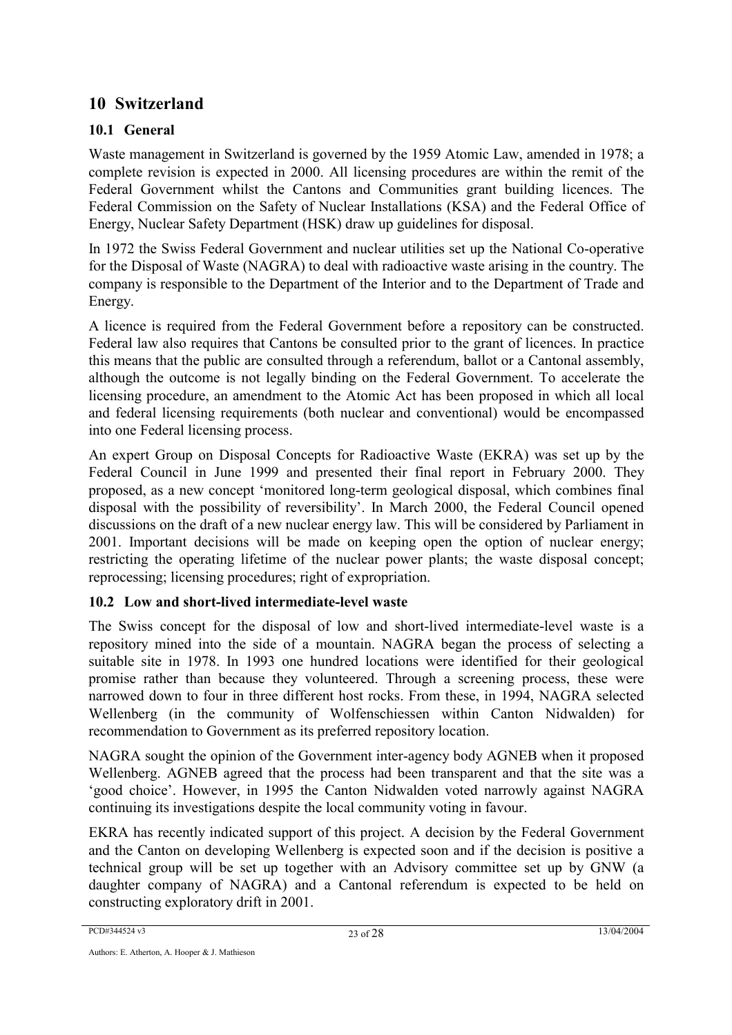# 10 Switzerland

## 10.1 General

Waste management in Switzerland is governed by the 1959 Atomic Law, amended in 1978; a complete revision is expected in 2000. All licensing procedures are within the remit of the Federal Government whilst the Cantons and Communities grant building licences. The Federal Commission on the Safety of Nuclear Installations (KSA) and the Federal Office of Energy, Nuclear Safety Department (HSK) draw up guidelines for disposal.

In 1972 the Swiss Federal Government and nuclear utilities set up the National Co-operative for the Disposal of Waste (NAGRA) to deal with radioactive waste arising in the country. The company is responsible to the Department of the Interior and to the Department of Trade and Energy.

A licence is required from the Federal Government before a repository can be constructed. Federal law also requires that Cantons be consulted prior to the grant of licences. In practice this means that the public are consulted through a referendum, ballot or a Cantonal assembly, although the outcome is not legally binding on the Federal Government. To accelerate the licensing procedure, an amendment to the Atomic Act has been proposed in which all local and federal licensing requirements (both nuclear and conventional) would be encompassed into one Federal licensing process.

An expert Group on Disposal Concepts for Radioactive Waste (EKRA) was set up by the Federal Council in June 1999 and presented their final report in February 2000. They proposed, as a new concept 'monitored long-term geological disposal, which combines final disposal with the possibility of reversibility'. In March 2000, the Federal Council opened discussions on the draft of a new nuclear energy law. This will be considered by Parliament in 2001. Important decisions will be made on keeping open the option of nuclear energy; restricting the operating lifetime of the nuclear power plants; the waste disposal concept; reprocessing; licensing procedures; right of expropriation.

## 10.2 Low and short-lived intermediate-level waste

The Swiss concept for the disposal of low and short-lived intermediate-level waste is a repository mined into the side of a mountain. NAGRA began the process of selecting a suitable site in 1978. In 1993 one hundred locations were identified for their geological promise rather than because they volunteered. Through a screening process, these were narrowed down to four in three different host rocks. From these, in 1994, NAGRA selected Wellenberg (in the community of Wolfenschiessen within Canton Nidwalden) for recommendation to Government as its preferred repository location.

NAGRA sought the opinion of the Government inter-agency body AGNEB when it proposed Wellenberg. AGNEB agreed that the process had been transparent and that the site was a 'good choice'. However, in 1995 the Canton Nidwalden voted narrowly against NAGRA continuing its investigations despite the local community voting in favour.

EKRA has recently indicated support of this project. A decision by the Federal Government and the Canton on developing Wellenberg is expected soon and if the decision is positive a technical group will be set up together with an Advisory committee set up by GNW (a daughter company of NAGRA) and a Cantonal referendum is expected to be held on constructing exploratory drift in 2001.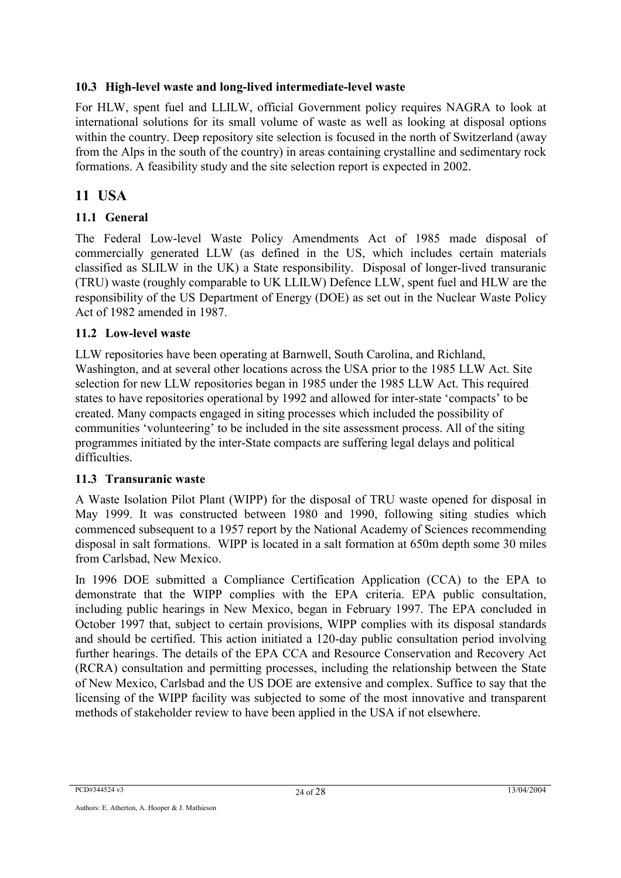### 10.3 High-level waste and long-lived intermediate-level waste

For HLW, spent fuel and LLILW, official Government policy requires NAGRA to look at international solutions for its small volume of waste as well as looking at disposal options within the country. Deep repository site selection is focused in the north of Switzerland (away from the Alps in the south of the country) in areas containing crystalline and sedimentary rock formations. A feasibility study and the site selection report is expected in 2002.

## 11 USA

### 11.1 General

The Federal Low-level Waste Policy Amendments Act of 1985 made disposal of commercially generated LLW (as defined in the US, which includes certain materials classified as SLILW in the UK) a State responsibility. Disposal of longer-lived transuranic (TRU) waste (roughly comparable to UK LLILW) Defence LLW, spent fuel and HLW are the responsibility of the US Department of Energy (DOE) as set out in the Nuclear Waste Policy Act of 1982 amended in 1987.

### 11.2 Low-level waste

LLW repositories have been operating at Barnwell, South Carolina, and Richland, Washington, and at several other locations across the USA prior to the 1985 LLW Act. Site selection for new LLW repositories began in 1985 under the 1985 LLW Act. This required states to have repositories operational by 1992 and allowed for inter-state 'compacts' to be created. Many compacts engaged in siting processes which included the possibility of communities 'volunteering' to be included in the site assessment process. All of the siting programmes initiated by the inter-State compacts are suffering legal delays and political difficulties.

### 11.3 Transuranic waste

A Waste Isolation Pilot Plant (WIPP) for the disposal of TRU waste opened for disposal in May 1999. It was constructed between 1980 and 1990, following siting studies which commenced subsequent to a 1957 report by the National Academy of Sciences recommending disposal in salt formations. WIPP is located in a salt formation at 650m depth some 30 miles from Carlsbad, New Mexico.

In 1996 DOE submitted a Compliance Certification Application (CCA) to the EPA to demonstrate that the WIPP complies with the EPA criteria. EPA public consultation, including public hearings in New Mexico, began in February 1997. The EPA concluded in October 1997 that, subject to certain provisions, WIPP complies with its disposal standards and should be certified. This action initiated a 120-day public consultation period involving further hearings. The details of the EPA CCA and Resource Conservation and Recovery Act (RCRA) consultation and permitting processes, including the relationship between the State of New Mexico, Carlsbad and the US DOE are extensive and complex. Suffice to say that the licensing of the WIPP facility was subjected to some of the most innovative and transparent methods of stakeholder review to have been applied in the USA if not elsewhere.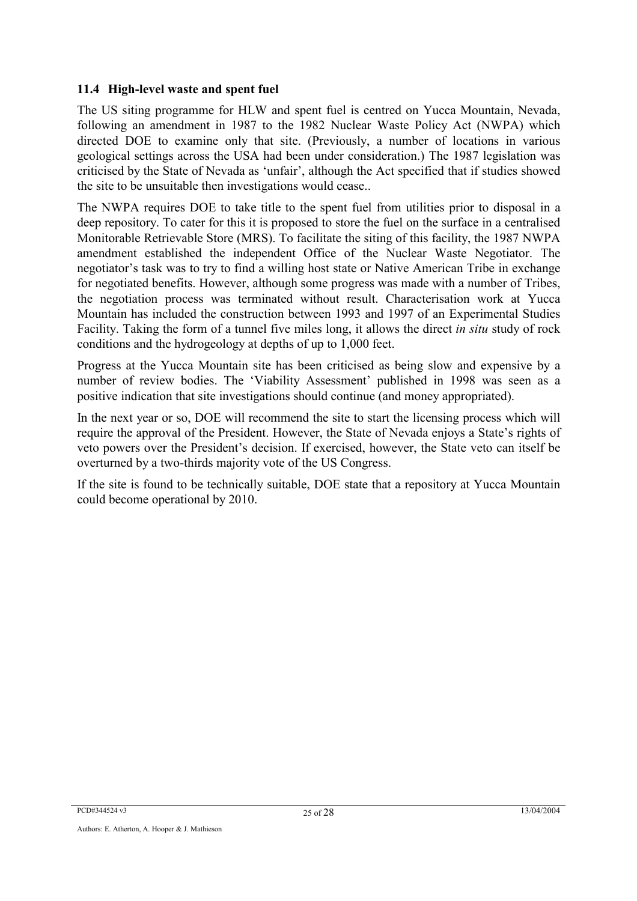### 11.4 High-level waste and spent fuel

The US siting programme for HLW and spent fuel is centred on Yucca Mountain, Nevada, following an amendment in 1987 to the 1982 Nuclear Waste Policy Act (NWPA) which directed DOE to examine only that site. (Previously, a number of locations in various geological settings across the USA had been under consideration.) The 1987 legislation was criticised by the State of Nevada as 'unfair', although the Act specified that if studies showed the site to be unsuitable then investigations would cease..

The NWPA requires DOE to take title to the spent fuel from utilities prior to disposal in a deep repository. To cater for this it is proposed to store the fuel on the surface in a centralised Monitorable Retrievable Store (MRS). To facilitate the siting of this facility, the 1987 NWPA amendment established the independent Office of the Nuclear Waste Negotiator. The negotiator's task was to try to find a willing host state or Native American Tribe in exchange for negotiated benefits. However, although some progress was made with a number of Tribes, the negotiation process was terminated without result. Characterisation work at Yucca Mountain has included the construction between 1993 and 1997 of an Experimental Studies Facility. Taking the form of a tunnel five miles long, it allows the direct *in situ* study of rock conditions and the hydrogeology at depths of up to 1,000 feet.

Progress at the Yucca Mountain site has been criticised as being slow and expensive by a number of review bodies. The 'Viability Assessment' published in 1998 was seen as a positive indication that site investigations should continue (and money appropriated).

In the next year or so, DOE will recommend the site to start the licensing process which will require the approval of the President. However, the State of Nevada enjoys a State's rights of veto powers over the President's decision. If exercised, however, the State veto can itself be overturned by a two-thirds majority vote of the US Congress.

If the site is found to be technically suitable, DOE state that a repository at Yucca Mountain could become operational by 2010.